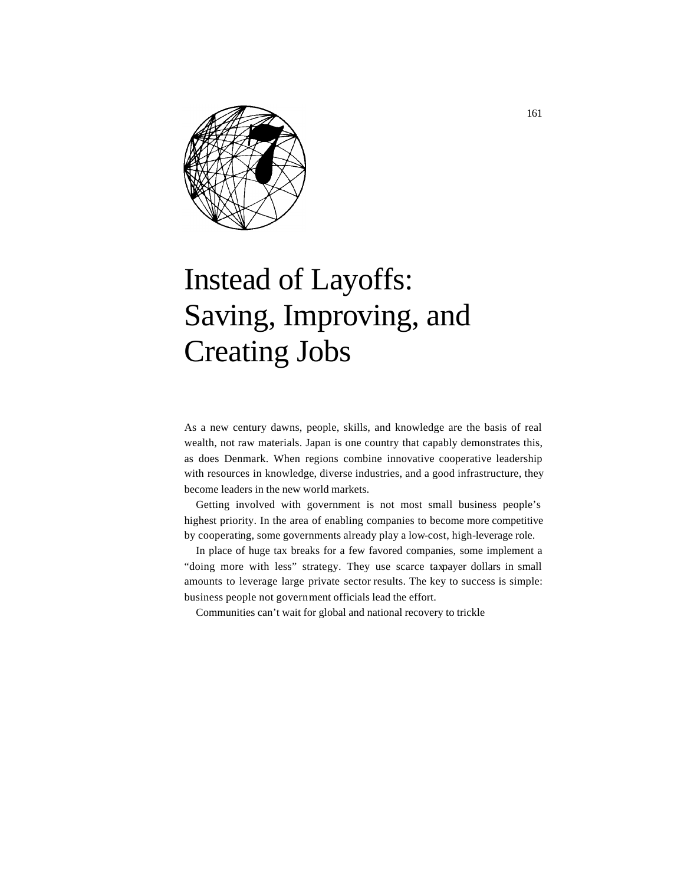# 7

# Instead of Layoffs: Saving, Improving, and Creating Jobs

As a new century dawns, people, skills, and knowledge are the basis of real wealth, not raw materials. Japan is one country that capably demonstrates this, as does Denmark. When regions combine innovative cooperative leadership with resources in knowledge, diverse industries, and a good infrastructure, they become leaders in the new world markets.

Getting involved with government is not most small business people's highest priority. In the area of enabling companies to become more competitive by cooperating, some governments already play a low-cost, high-leverage role.

In place of huge tax breaks for a few favored companies, some implement a "doing more with less" strategy. They use scarce taxpayer dollars in small amounts to leverage large private sector results. The key to success is simple: business people not government officials lead the effort.

Communities can't wait for global and national recovery to trickle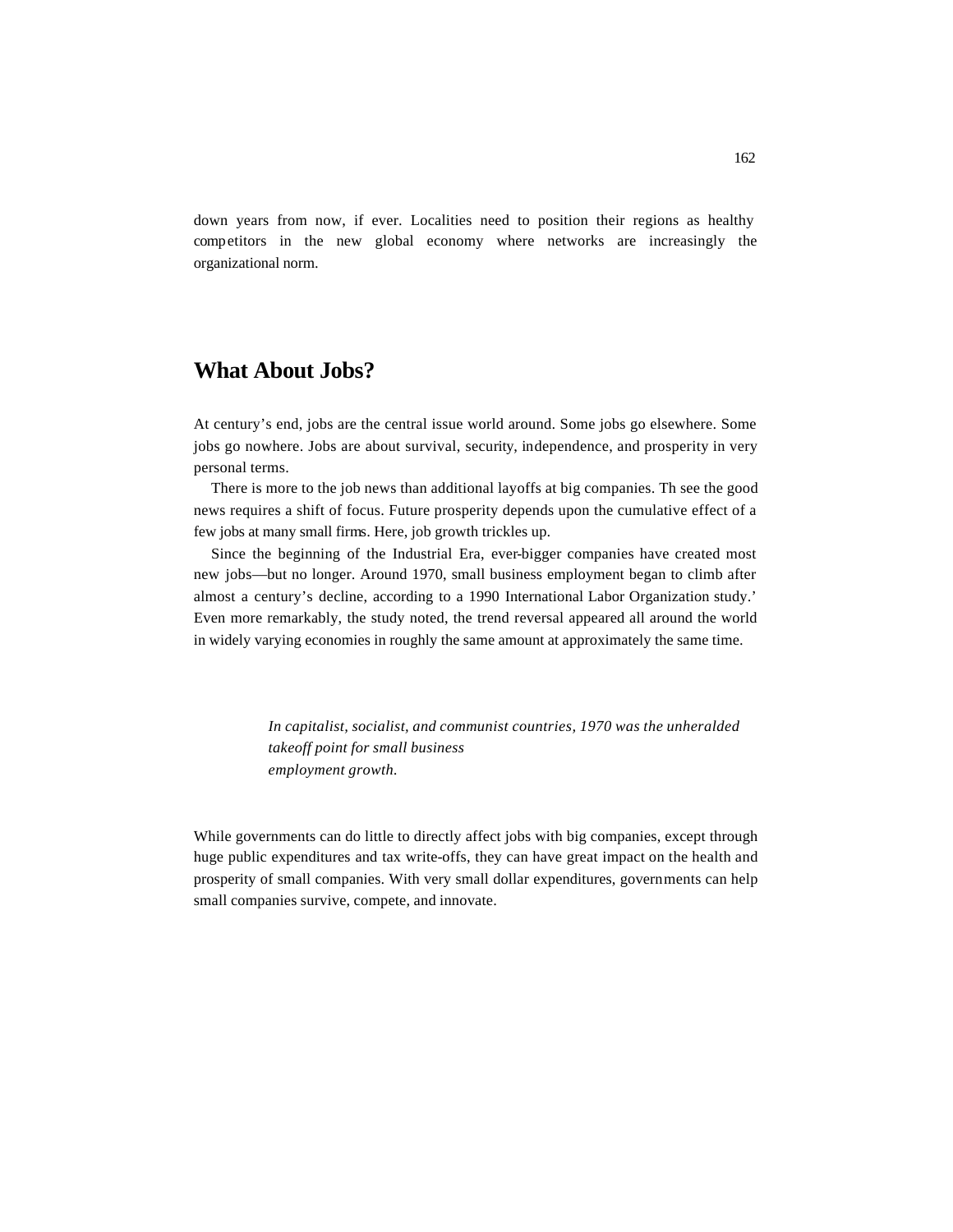down years from now, if ever. Localities need to position their regions as healthy competitors in the new global economy where networks are increasingly the organizational norm.

## What About Jobs?

At century's end, jobs are the central issue world around. Some jobs go elsewhere. Some jobs go nowhere. Jobs are about survival, security, independence, and prosperity in very personal terms.

There is more to the job news than additional layoffs at big companies. Th see the good news requires a shift of focus. Future prosperity depends upon the cumulative effect of a few jobs at many small firms. Here, job growth trickles up.

Since the beginning of the Industrial Era, ever-bigger companies have created most new jobs—but no longer. Around 1970, small business employment began to climb after almost a century's decline, according to a 1990 International Labor Organization study.' Even more remarkably, the study noted, the trend reversal appeared all around the world in widely varying economies in roughly the same amount at approximately the same time.

> *In capitalist, socialist, and communist countries, 1970 was the unheralded takeoff point for small business employment growth.*

While governments can do little to directly affect jobs with big companies, except through huge public expenditures and tax write-offs, they can have great impact on the health and prosperity of small companies. With very small dollar expenditures, governments can help small companies survive, compete, and innovate.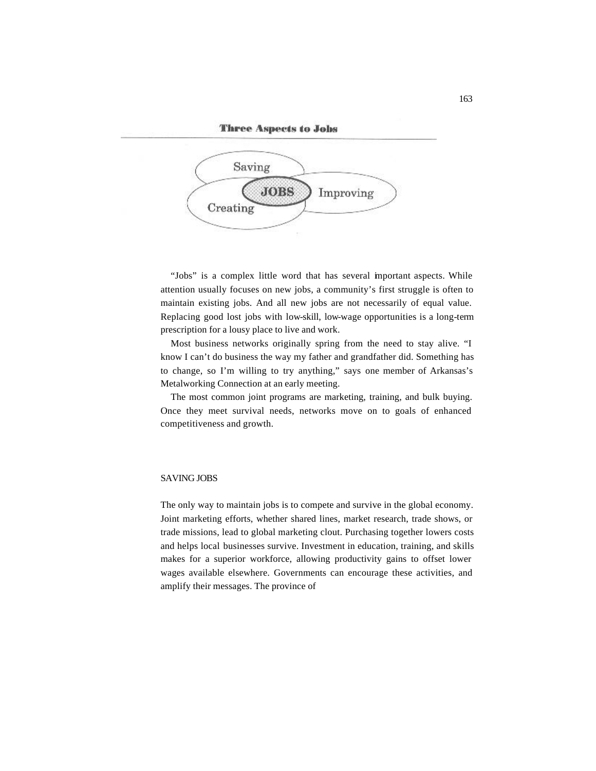**Three Aspects to Jobs**

Saving

JOBS

Improving

Creating

"Jobs" is a complex little word that has several important aspects. While attention usually focuses on new jobs, a community's first struggle is often to maintain existing jobs. And all new jobs are not necessarily of equal value. Replacing good lost jobs with low-skill, low-wage opportunities is a long-term prescription for a lousy place to live and work.

Most business networks originally spring from the need to stay alive. "I know I can't do business the way my father and grandfather did. Something has to change, so I'm willing to try anything," says one member of Arkansas's Metalworking Connection at an early meeting.

The most common joint programs are marketing, training, and bulk buying. Once they meet survival needs, networks move on to goals of enhanced competitiveness and growth.

## SAVING JOBS

The only way to maintain jobs is to compete and survive in the global economy. Joint marketing efforts, whether shared lines, market research, trade shows, or trade missions, lead to global marketing clout. Purchasing together lowers costs and helps local businesses survive. Investment in education, training, and skills makes for a superior workforce, allowing productivity gains to offset lower wages available elsewhere. Governments can encourage these activities, and amplify their messages. The province of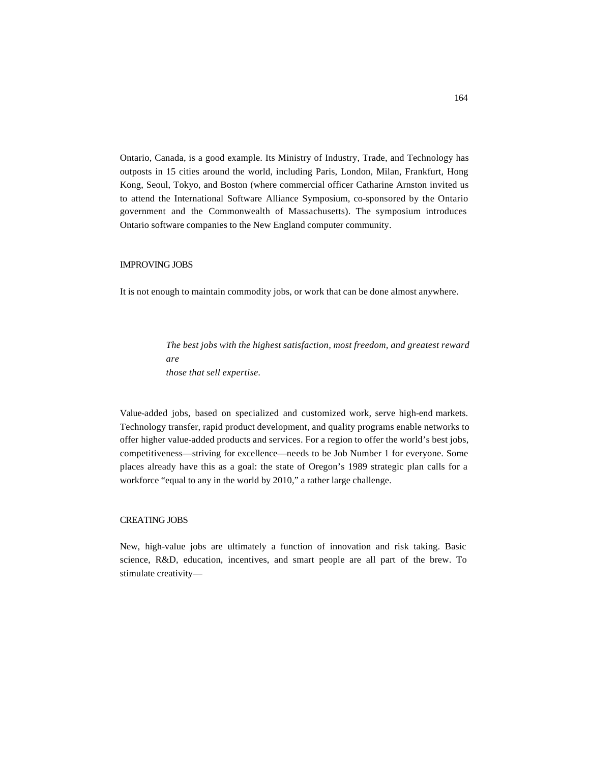Ontario, Canada, is a good example. Its Ministry of Industry, Trade, and Technology has outposts in 15 cities around the world, including Paris, London, Milan, Frankfurt, Hong Kong, Seoul, Tokyo, and Boston (where commercial officer Catharine Arnston invited us to attend the International Software Alliance Symposium, co-sponsored by the Ontario government and the Commonwealth of Massachusetts). The symposium introduces Ontario software companies to the New England computer community.

## IMPROVING JOBS

It is not enough to maintain commodity jobs, or work that can be done almost anywhere.

> *The best jobs with the highest satisfaction, most freedom, and greatest reward are those that sell expertise.*

Value-added jobs, based on specialized and customized work, serve high-end markets. Technology transfer, rapid product development, and quality programs enable networks to offer higher value-added products and services. For a region to offer the world's best jobs, competitiveness—striving for excellence—needs to be Job Number 1 for everyone. Some places already have this as a goal: the state of Oregon's 1989 strategic plan calls for a workforce "equal to any in the world by 2010," a rather large challenge.

## CREATING JOBS

New, high-value jobs are ultimately a function of innovation and risk taking. Basic science, R&D, education, incentives, and smart people are all part of the brew. To stimulate creativity—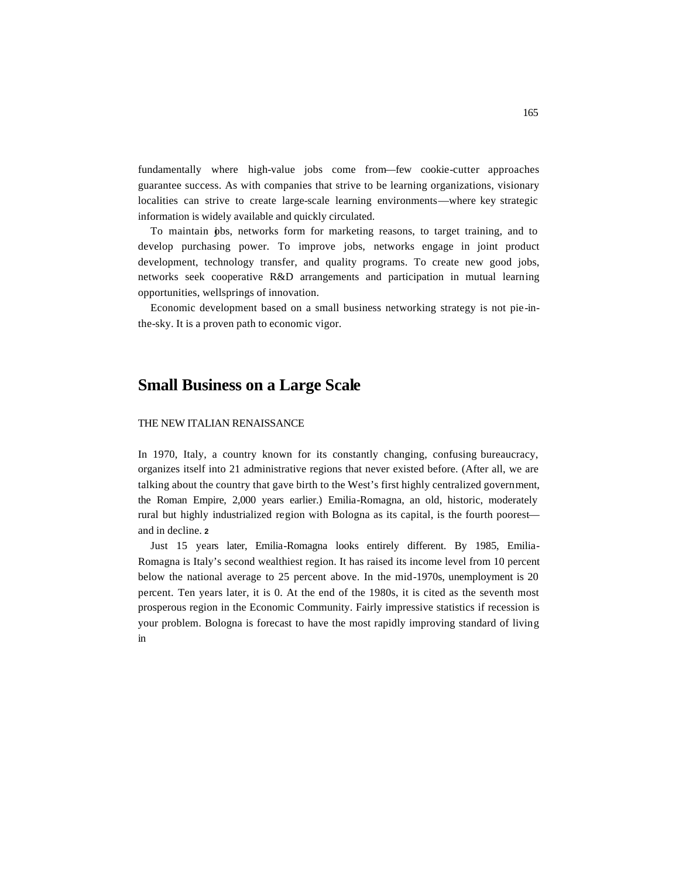fundamentally where high-value jobs come from—few cookie-cutter approaches guarantee success. As with companies that strive to be learning organizations, visionary localities can strive to create large-scale learning environments—where key strategic information is widely available and quickly circulated.

To maintain jobs, networks form for marketing reasons, to target training, and to develop purchasing power. To improve jobs, networks engage in joint product development, technology transfer, and quality programs. To create new good jobs, networks seek cooperative R&D arrangements and participation in mutual learning opportunities, wellsprings of innovation.

Economic development based on a small business networking strategy is not pie-in-the-sky. It is a proven path to economic vigor.

## Small Business on a Large Scale

THE NEW ITALIAN RENAISSANCE

In 1970, Italy, a country known for its constantly changing, confusing bureaucracy, organizes itself into 21 administrative regions that never existed before. (After all, we are talking about the country that gave birth to the West's first highly centralized government, the Roman Empire, 2,000 years earlier.) Emilia-Romagna, an old, historic, moderately rural but highly industrialized region with Bologna as its capital, is the fourth poorest—and in decline. [2]

Just 15 years later, Emilia-Romagna looks entirely different. By 1985, Emilia-Romagna is Italy's second wealthiest region. It has raised its income level from 10 percent below the national average to 25 percent above. In the mid-1970s, unemployment is 20 percent. Ten years later, it is 0. At the end of the 1980s, it is cited as the seventh most prosperous region in the Economic Community. Fairly impressive statistics if recession is your problem. Bologna is forecast to have the most rapidly improving standard of living in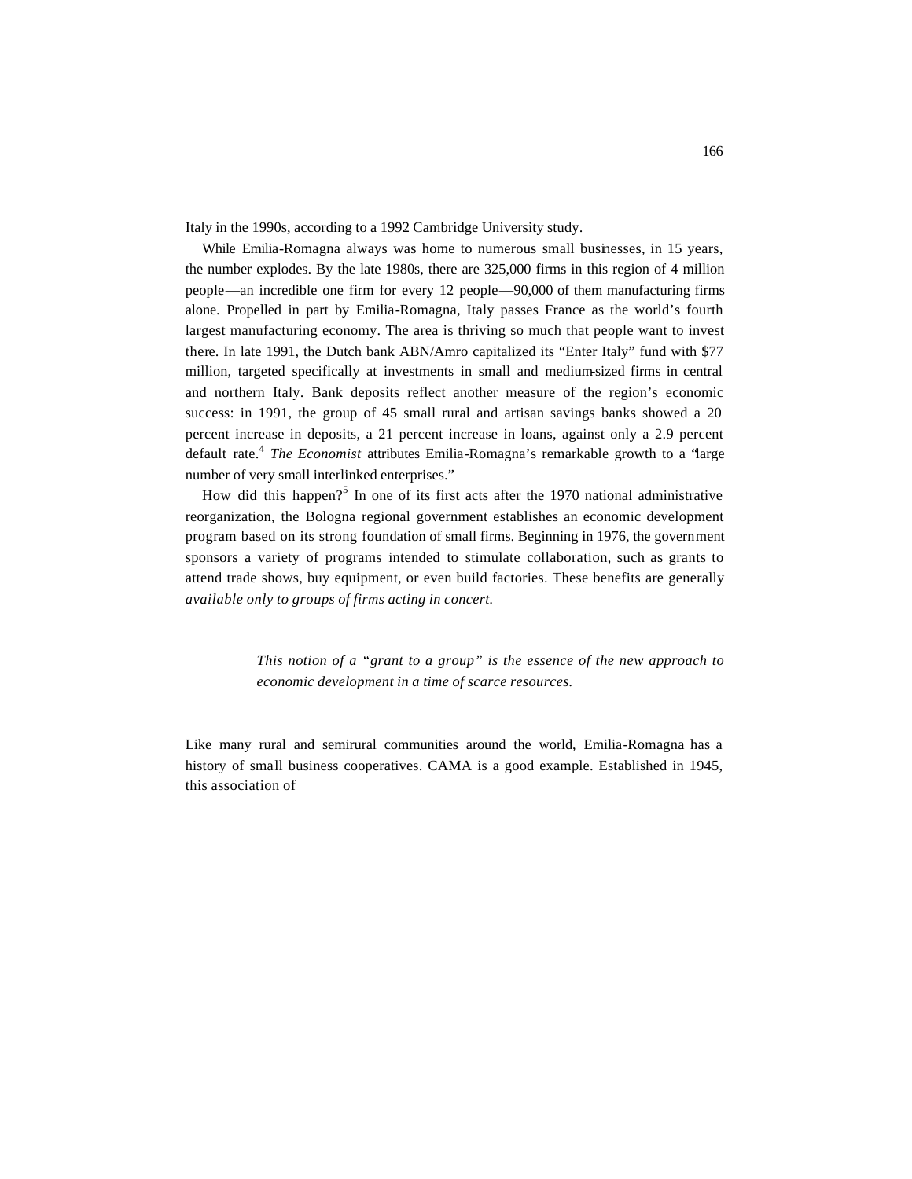Italy in the 1990s, according to a 1992 Cambridge University study.

While Emilia-Romagna always was home to numerous small businesses, in 15 years, the number explodes. By the late 1980s, there are 325,000 firms in this region of 4 million people—an incredible one firm for every 12 people—90,000 of them manufacturing firms alone. Propelled in part by Emilia-Romagna, Italy passes France as the world's fourth largest manufacturing economy. The area is thriving so much that people want to invest there. In late 1991, the Dutch bank ABN/Amro capitalized its "Enter Italy" fund with $77 million, targeted specifically at investments in small and medium-sized firms in central and northern Italy. Bank deposits reflect another measure of the region's economic success: in 1991, the group of 45 small rural and artisan savings banks showed a 20 percent increase in deposits, a 21 percent increase in loans, against only a 2.9 percent default rate.[4] *The Economist* attributes Emilia-Romagna's remarkable growth to a "large number of very small interlinked enterprises."

How did this happen?[5] In one of its first acts after the 1970 national administrative reorganization, the Bologna regional government establishes an economic development program based on its strong foundation of small firms. Beginning in 1976, the government sponsors a variety of programs intended to stimulate collaboration, such as grants to attend trade shows, buy equipment, or even build factories. These benefits are generally *available only to groups of firms acting in concert.*

> *This notion of a "grant to a group" is the essence of the new approach to economic development in a time of scarce resources.*

Like many rural and semirural communities around the world, Emilia-Romagna has a history of small business cooperatives. CAMA is a good example. Established in 1945, this association of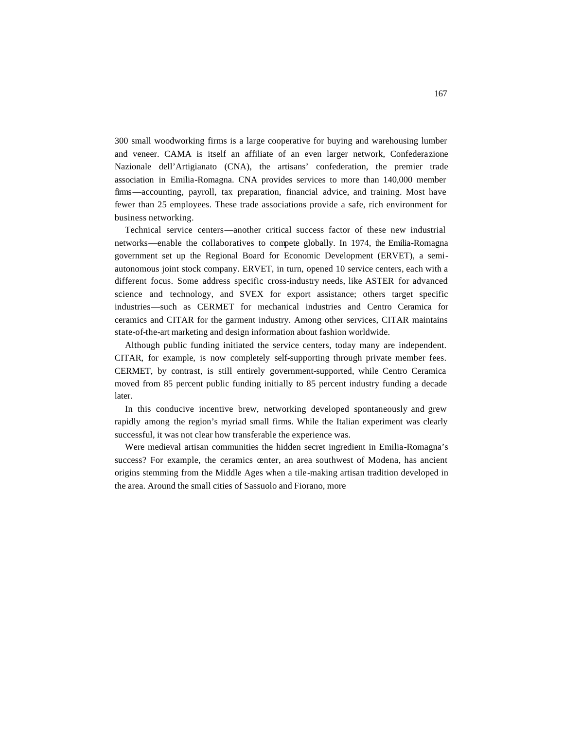300 small woodworking firms is a large cooperative for buying and warehousing lumber and veneer. CAMA is itself an affiliate of an even larger network, Confederazione Nazionale dell'Artigianato (CNA), the artisans' confederation, the premier trade association in Emilia-Romagna. CNA provides services to more than 140,000 member firms—accounting, payroll, tax preparation, financial advice, and training. Most have fewer than 25 employees. These trade associations provide a safe, rich environment for business networking.

Technical service centers—another critical success factor of these new industrial networks—enable the collaboratives to compete globally. In 1974, the Emilia-Romagna government set up the Regional Board for Economic Development (ERVET), a semi-autonomous joint stock company. ERVET, in turn, opened 10 service centers, each with a different focus. Some address specific cross-industry needs, like ASTER for advanced science and technology, and SVEX for export assistance; others target specific industries—such as CERMET for mechanical industries and Centro Ceramica for ceramics and CITAR for the garment industry. Among other services, CITAR maintains state-of-the-art marketing and design information about fashion worldwide.

Although public funding initiated the service centers, today many are independent. CITAR, for example, is now completely self-supporting through private member fees. CERMET, by contrast, is still entirely government-supported, while Centro Ceramica moved from 85 percent public funding initially to 85 percent industry funding a decade later.

In this conducive incentive brew, networking developed spontaneously and grew rapidly among the region's myriad small firms. While the Italian experiment was clearly successful, it was not clear how transferable the experience was.

Were medieval artisan communities the hidden secret ingredient in Emilia-Romagna's success? For example, the ceramics center, an area southwest of Modena, has ancient origins stemming from the Middle Ages when a tile-making artisan tradition developed in the area. Around the small cities of Sassuolo and Fiorano, more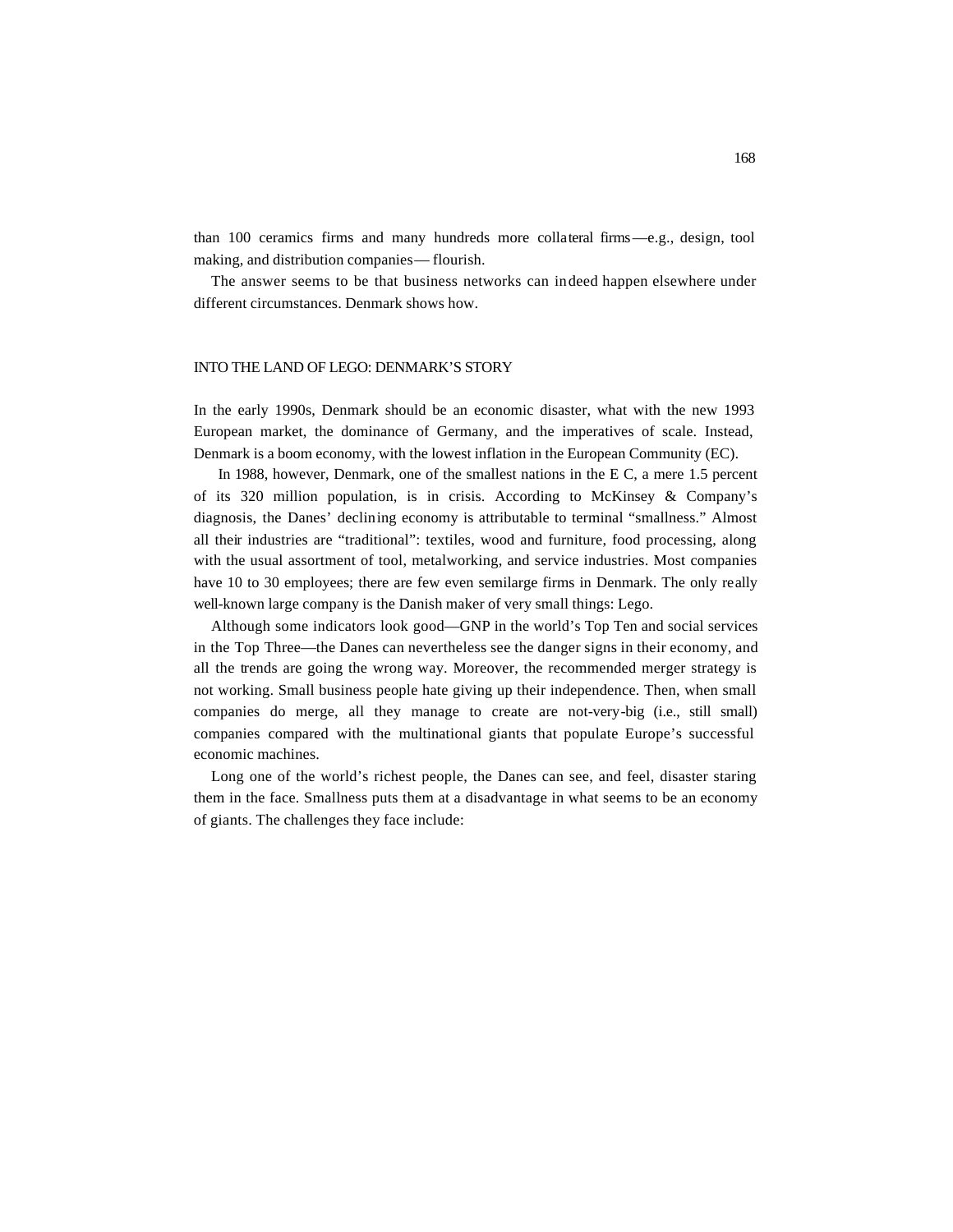than 100 ceramics firms and many hundreds more collateral firms—e.g., design, tool making, and distribution companies— flourish.

The answer seems to be that business networks can indeed happen elsewhere under different circumstances. Denmark shows how.

## INTO THE LAND OF LEGO: DENMARK'S STORY

In the early 1990s, Denmark should be an economic disaster, what with the new 1993 European market, the dominance of Germany, and the imperatives of scale. Instead, Denmark is a boom economy, with the lowest inflation in the European Community (EC).

In 1988, however, Denmark, one of the smallest nations in the E C, a mere 1.5 percent of its 320 million population, is in crisis. According to McKinsey & Company's diagnosis, the Danes' declining economy is attributable to terminal "smallness." Almost all their industries are "traditional": textiles, wood and furniture, food processing, along with the usual assortment of tool, metalworking, and service industries. Most companies have 10 to 30 employees; there are few even semilarge firms in Denmark. The only really well-known large company is the Danish maker of very small things: Lego.

Although some indicators look good—GNP in the world's Top Ten and social services in the Top Three—the Danes can nevertheless see the danger signs in their economy, and all the trends are going the wrong way. Moreover, the recommended merger strategy is not working. Small business people hate giving up their independence. Then, when small companies do merge, all they manage to create are not-very-big (i.e., still small) companies compared with the multinational giants that populate Europe's successful economic machines.

Long one of the world's richest people, the Danes can see, and feel, disaster staring them in the face. Smallness puts them at a disadvantage in what seems to be an economy of giants. The challenges they face include: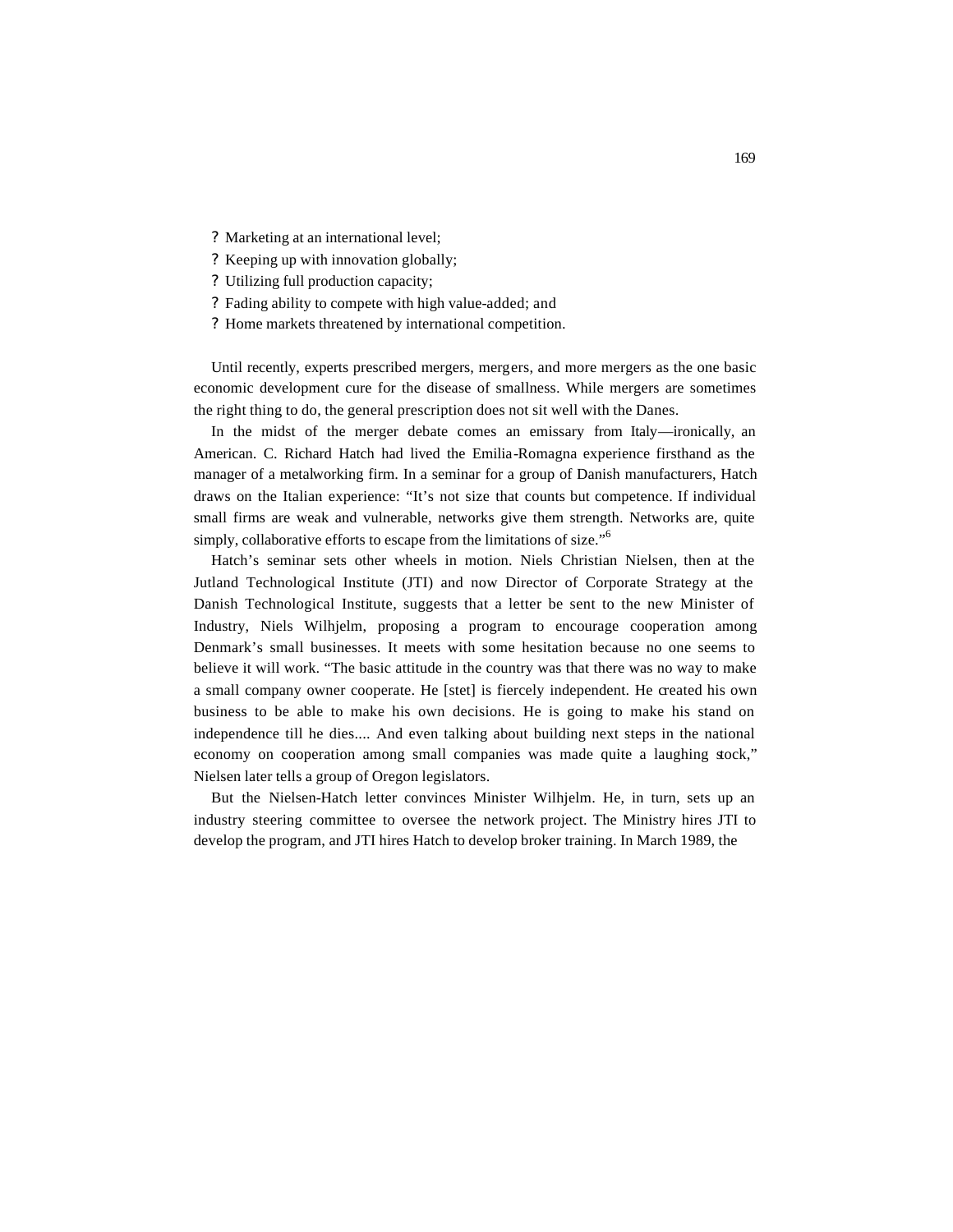- Marketing at an international level;
- Keeping up with innovation globally;
- Utilizing full production capacity;
- Fading ability to compete with high value-added; and
- Home markets threatened by international competition.

Until recently, experts prescribed mergers, mergers, and more mergers as the one basic economic development cure for the disease of smallness. While mergers are sometimes the right thing to do, the general prescription does not sit well with the Danes.

In the midst of the merger debate comes an emissary from Italy—ironically, an American. C. Richard Hatch had lived the Emilia-Romagna experience firsthand as the manager of a metalworking firm. In a seminar for a group of Danish manufacturers, Hatch draws on the Italian experience: "It's not size that counts but competence. If individual small firms are weak and vulnerable, networks give them strength. Networks are, quite simply, collaborative efforts to escape from the limitations of size."[6]

Hatch's seminar sets other wheels in motion. Niels Christian Nielsen, then at the Jutland Technological Institute (JTI) and now Director of Corporate Strategy at the Danish Technological Institute, suggests that a letter be sent to the new Minister of Industry, Niels Wilhjelm, proposing a program to encourage cooperation among Denmark's small businesses. It meets with some hesitation because no one seems to believe it will work. "The basic attitude in the country was that there was no way to make a small company owner cooperate. He [stet] is fiercely independent. He created his own business to be able to make his own decisions. He is going to make his stand on independence till he dies.... And even talking about building next steps in the national economy on cooperation among small companies was made quite a laughing stock," Nielsen later tells a group of Oregon legislators.

But the Nielsen-Hatch letter convinces Minister Wilhjelm. He, in turn, sets up an industry steering committee to oversee the network project. The Ministry hires JTI to develop the program, and JTI hires Hatch to develop broker training. In March 1989, the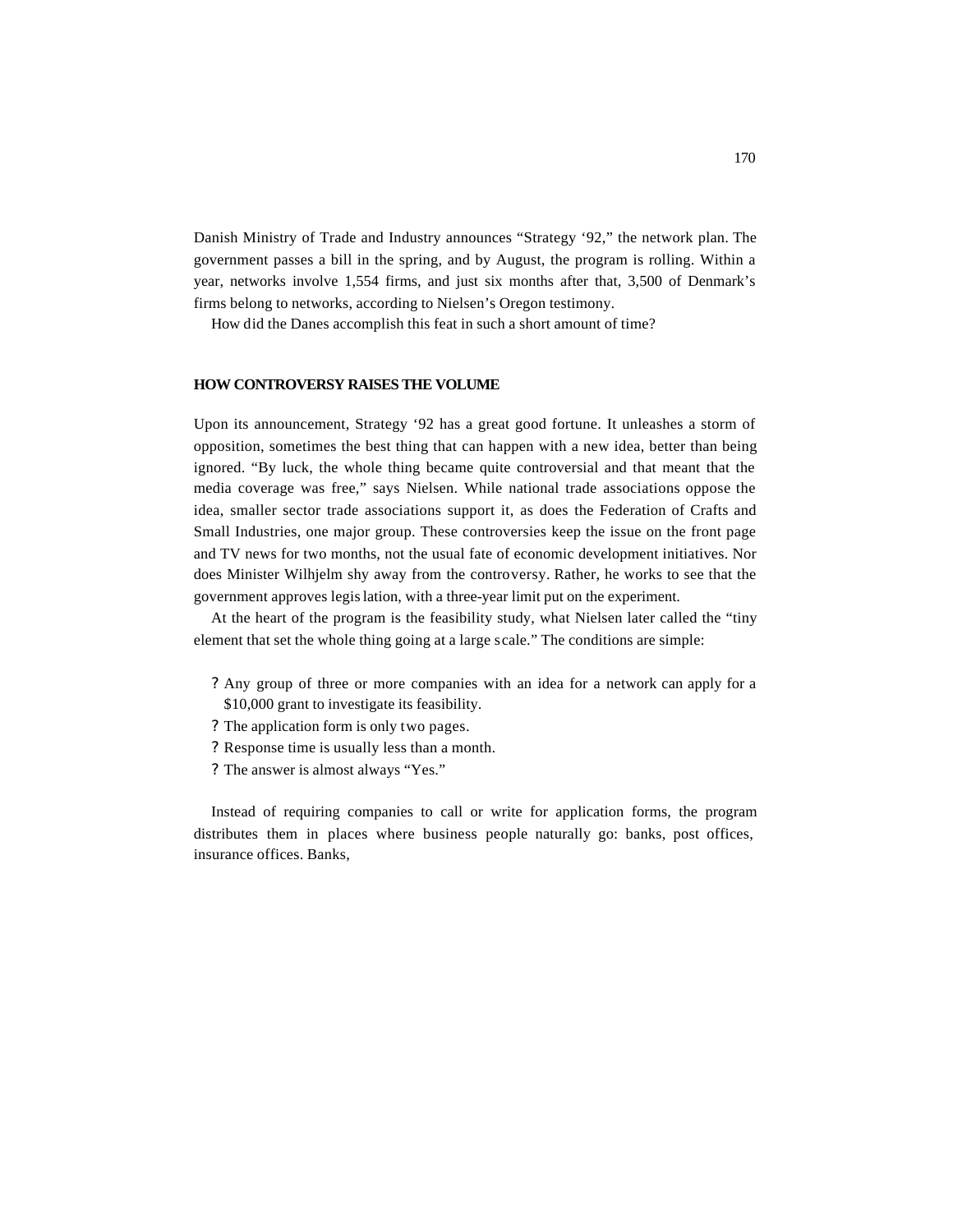Danish Ministry of Trade and Industry announces "Strategy '92," the network plan. The government passes a bill in the spring, and by August, the program is rolling. Within a year, networks involve 1,554 firms, and just six months after that, 3,500 of Denmark's firms belong to networks, according to Nielsen's Oregon testimony.

How did the Danes accomplish this feat in such a short amount of time?

## HOW CONTROVERSY RAISES THE VOLUME

Upon its announcement, Strategy '92 has a great good fortune. It unleashes a storm of opposition, sometimes the best thing that can happen with a new idea, better than being ignored. "By luck, the whole thing became quite controversial and that meant that the media coverage was free," says Nielsen. While national trade associations oppose the idea, smaller sector trade associations support it, as does the Federation of Crafts and Small Industries, one major group. These controversies keep the issue on the front page and TV news for two months, not the usual fate of economic development initiatives. Nor does Minister Wilhjelm shy away from the controversy. Rather, he works to see that the government approves legislation, with a three-year limit put on the experiment.

At the heart of the program is the feasibility study, what Nielsen later called the "tiny element that set the whole thing going at a large scale." The conditions are simple:

- Any group of three or more companies with an idea for a network can apply for a $10,000 grant to investigate its feasibility.
- The application form is only two pages.
- Response time is usually less than a month.
- The answer is almost always "Yes."

Instead of requiring companies to call or write for application forms, the program distributes them in places where business people naturally go: banks, post offices, insurance offices. Banks,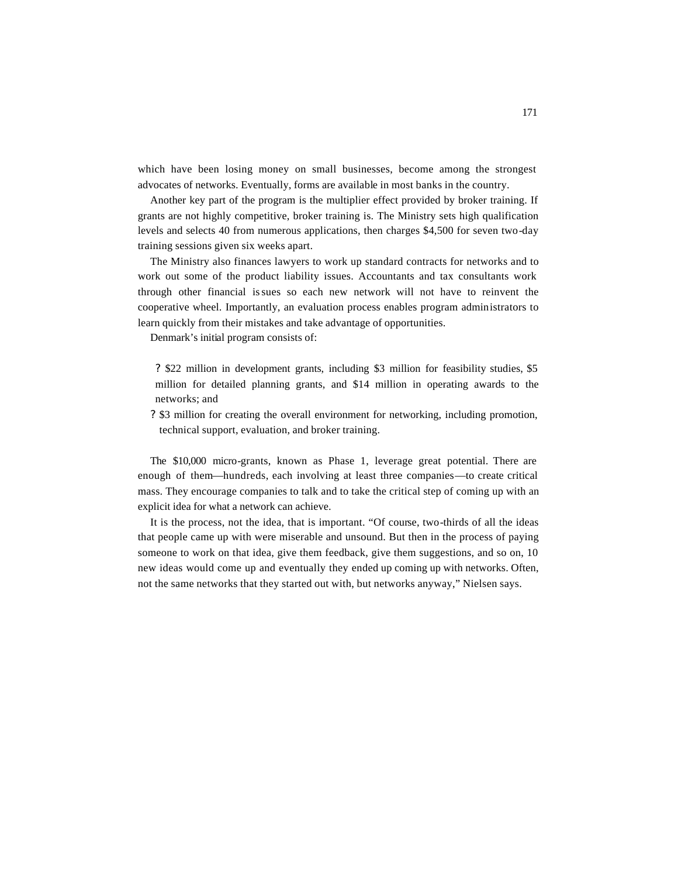which have been losing money on small businesses, become among the strongest advocates of networks. Eventually, forms are available in most banks in the country.

Another key part of the program is the multiplier effect provided by broker training. If grants are not highly competitive, broker training is. The Ministry sets high qualification levels and selects 40 from numerous applications, then charges $4,500 for seven two-day training sessions given six weeks apart.

The Ministry also finances lawyers to work up standard contracts for networks and to work out some of the product liability issues. Accountants and tax consultants work through other financial issues so each new network will not have to reinvent the cooperative wheel. Importantly, an evaluation process enables program administrators to learn quickly from their mistakes and take advantage of opportunities.

Denmark's initial program consists of:

- $22 million in development grants, including $3 million for feasibility studies, $5 million for detailed planning grants, and $14 million in operating awards to the networks; and
- $3 million for creating the overall environment for networking, including promotion, technical support, evaluation, and broker training.

The $10,000 micro-grants, known as Phase 1, leverage great potential. There are enough of them—hundreds, each involving at least three companies—to create critical mass. They encourage companies to talk and to take the critical step of coming up with an explicit idea for what a network can achieve.

It is the process, not the idea, that is important. "Of course, two-thirds of all the ideas that people came up with were miserable and unsound. But then in the process of paying someone to work on that idea, give them feedback, give them suggestions, and so on, 10 new ideas would come up and eventually they ended up coming up with networks. Often, not the same networks that they started out with, but networks anyway," Nielsen says.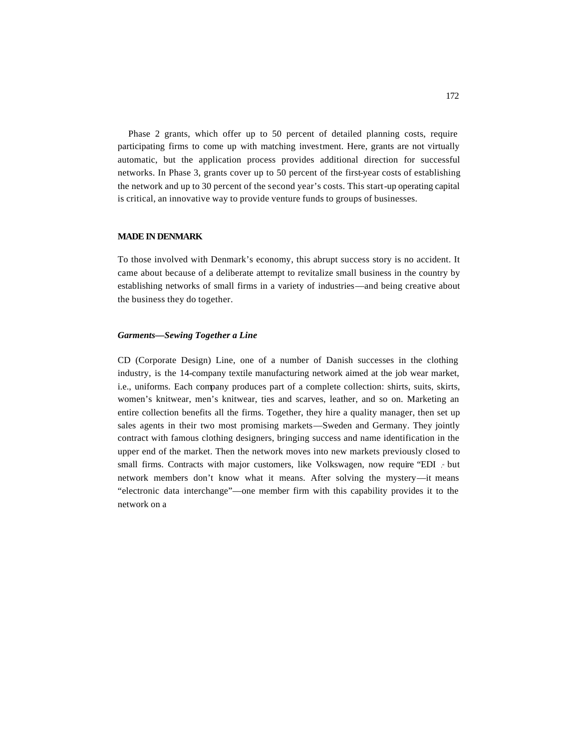Phase 2 grants, which offer up to 50 percent of detailed planning costs, require participating firms to come up with matching investment. Here, grants are not virtually automatic, but the application process provides additional direction for successful networks. In Phase 3, grants cover up to 50 percent of the first-year costs of establishing the network and up to 30 percent of the second year's costs. This start-up operating capital is critical, an innovative way to provide venture funds to groups of businesses.

## MADE IN DENMARK

To those involved with Denmark's economy, this abrupt success story is no accident. It came about because of a deliberate attempt to revitalize small business in the country by establishing networks of small firms in a variety of industries—and being creative about the business they do together.

### *Garments—Sewing Together a Line*

CD (Corporate Design) Line, one of a number of Danish successes in the clothing industry, is the 14-company textile manufacturing network aimed at the job wear market, i.e., uniforms. Each company produces part of a complete collection: shirts, suits, skirts, women's knitwear, men's knitwear, ties and scarves, leather, and so on. Marketing an entire collection benefits all the firms. Together, they hire a quality manager, then set up sales agents in their two most promising markets—Sweden and Germany. They jointly contract with famous clothing designers, bringing success and name identification in the upper end of the market. Then the network moves into new markets previously closed to small firms. Contracts with major customers, like Volkswagen, now require "EDI," but network members don't know what it means. After solving the mystery—it means "electronic data interchange"—one member firm with this capability provides it to the network on a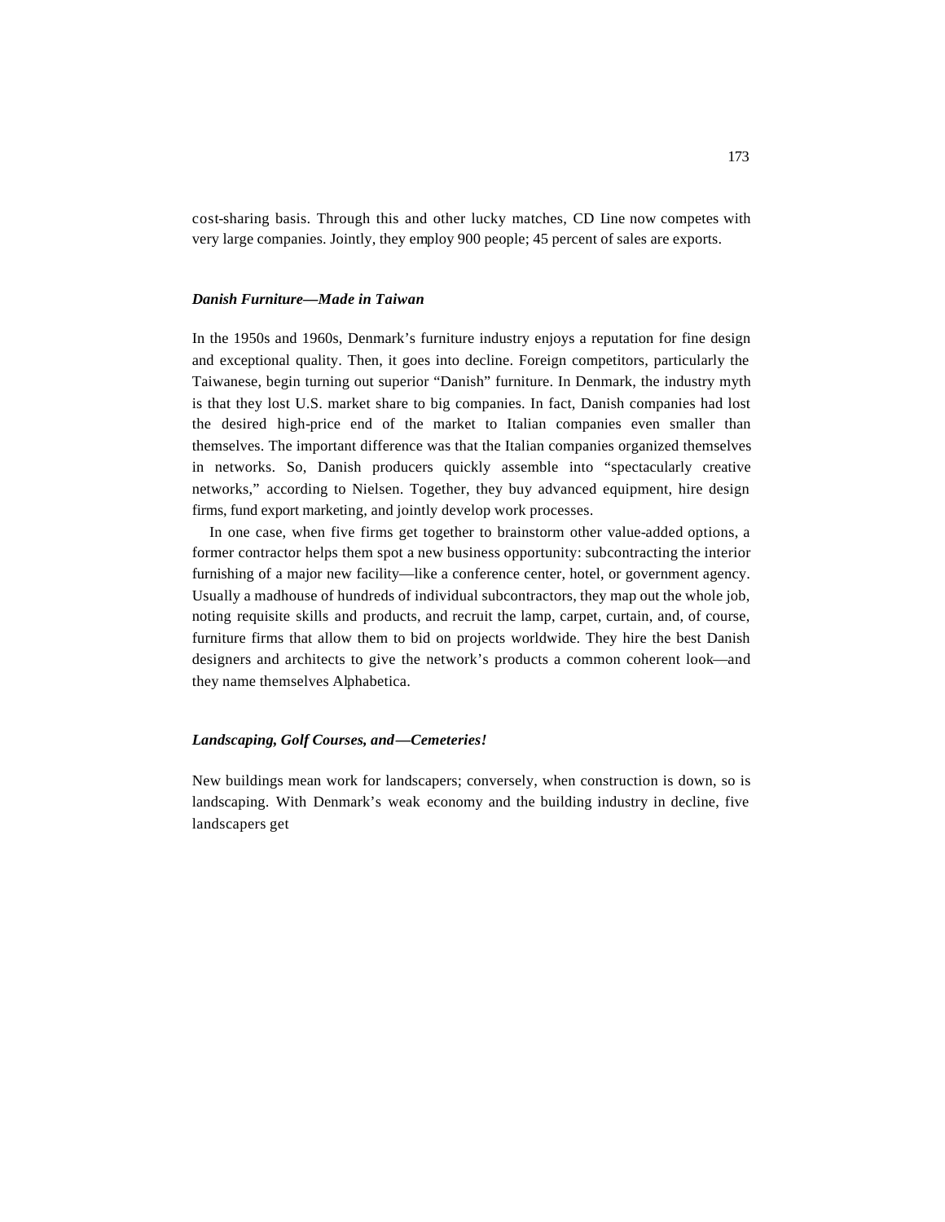cost-sharing basis. Through this and other lucky matches, CD Line now competes with very large companies. Jointly, they employ 900 people; 45 percent of sales are exports.

### *Danish Furniture—Made in Taiwan*

In the 1950s and 1960s, Denmark's furniture industry enjoys a reputation for fine design and exceptional quality. Then, it goes into decline. Foreign competitors, particularly the Taiwanese, begin turning out superior "Danish" furniture. In Denmark, the industry myth is that they lost U.S. market share to big companies. In fact, Danish companies had lost the desired high-price end of the market to Italian companies even smaller than themselves. The important difference was that the Italian companies organized themselves in networks. So, Danish producers quickly assemble into "spectacularly creative networks," according to Nielsen. Together, they buy advanced equipment, hire design firms, fund export marketing, and jointly develop work processes.

In one case, when five firms get together to brainstorm other value-added options, a former contractor helps them spot a new business opportunity: subcontracting the interior furnishing of a major new facility—like a conference center, hotel, or government agency. Usually a madhouse of hundreds of individual subcontractors, they map out the whole job, noting requisite skills and products, and recruit the lamp, carpet, curtain, and, of course, furniture firms that allow them to bid on projects worldwide. They hire the best Danish designers and architects to give the network's products a common coherent look—and they name themselves Alphabetica.

### *Landscaping, Golf Courses, and—Cemeteries!*

New buildings mean work for landscapers; conversely, when construction is down, so is landscaping. With Denmark's weak economy and the building industry in decline, five landscapers get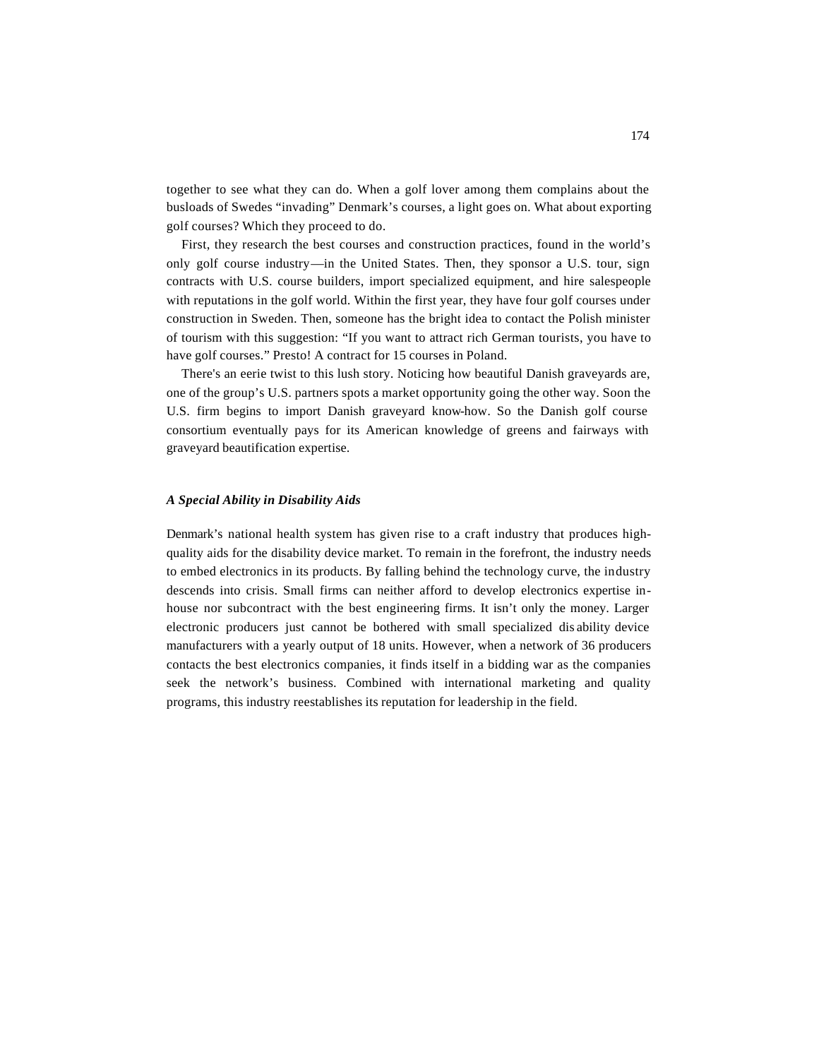together to see what they can do. When a golf lover among them complains about the busloads of Swedes "invading" Denmark's courses, a light goes on. What about exporting golf courses? Which they proceed to do.

First, they research the best courses and construction practices, found in the world's only golf course industry—in the United States. Then, they sponsor a U.S. tour, sign contracts with U.S. course builders, import specialized equipment, and hire salespeople with reputations in the golf world. Within the first year, they have four golf courses under construction in Sweden. Then, someone has the bright idea to contact the Polish minister of tourism with this suggestion: "If you want to attract rich German tourists, you have to have golf courses." Presto! A contract for 15 courses in Poland.

There's an eerie twist to this lush story. Noticing how beautiful Danish graveyards are, one of the group's U.S. partners spots a market opportunity going the other way. Soon the U.S. firm begins to import Danish graveyard know-how. So the Danish golf course consortium eventually pays for its American knowledge of greens and fairways with graveyard beautification expertise.

### *A Special Ability in Disability Aids*

Denmark's national health system has given rise to a craft industry that produces high-quality aids for the disability device market. To remain in the forefront, the industry needs to embed electronics in its products. By falling behind the technology curve, the industry descends into crisis. Small firms can neither afford to develop electronics expertise in-house nor subcontract with the best engineering firms. It isn't only the money. Larger electronic producers just cannot be bothered with small specialized disability device manufacturers with a yearly output of 18 units. However, when a network of 36 producers contacts the best electronics companies, it finds itself in a bidding war as the companies seek the network's business. Combined with international marketing and quality programs, this industry reestablishes its reputation for leadership in the field.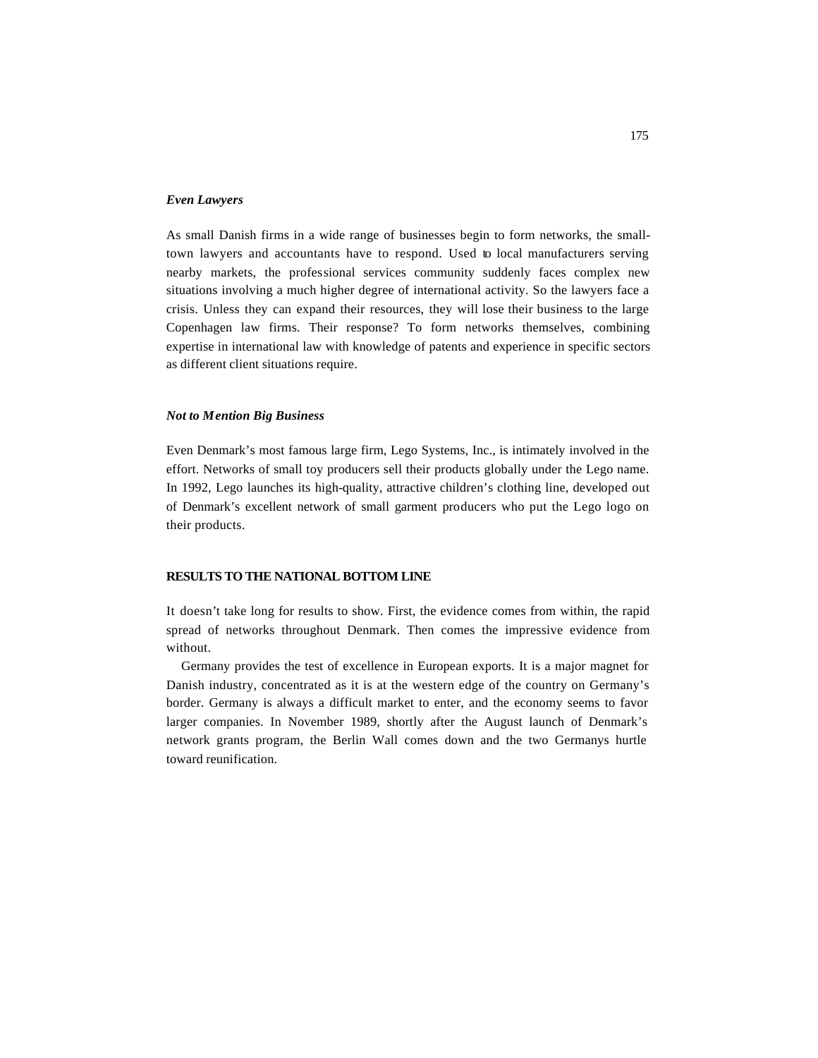### *Even Lawyers*

As small Danish firms in a wide range of businesses begin to form networks, the small-town lawyers and accountants have to respond. Used to local manufacturers serving nearby markets, the professional services community suddenly faces complex new situations involving a much higher degree of international activity. So the lawyers face a crisis. Unless they can expand their resources, they will lose their business to the large Copenhagen law firms. Their response? To form networks themselves, combining expertise in international law with knowledge of patents and experience in specific sectors as different client situations require.

### *Not to Mention Big Business*

Even Denmark's most famous large firm, Lego Systems, Inc., is intimately involved in the effort. Networks of small toy producers sell their products globally under the Lego name. In 1992, Lego launches its high-quality, attractive children's clothing line, developed out of Denmark's excellent network of small garment producers who put the Lego logo on their products.

## RESULTS TO THE NATIONAL BOTTOM LINE

It doesn't take long for results to show. First, the evidence comes from within, the rapid spread of networks throughout Denmark. Then comes the impressive evidence from without.

Germany provides the test of excellence in European exports. It is a major magnet for Danish industry, concentrated as it is at the western edge of the country on Germany's border. Germany is always a difficult market to enter, and the economy seems to favor larger companies. In November 1989, shortly after the August launch of Denmark's network grants program, the Berlin Wall comes down and the two Germanys hurtle toward reunification.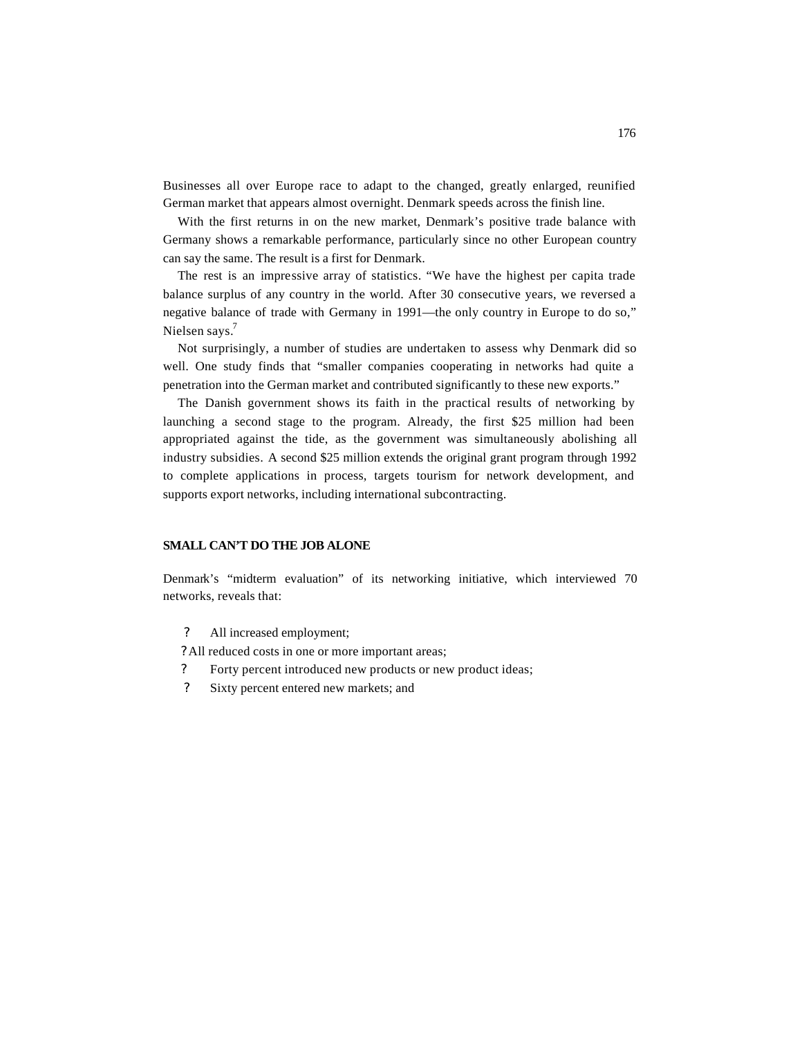Businesses all over Europe race to adapt to the changed, greatly enlarged, reunified German market that appears almost overnight. Denmark speeds across the finish line.

With the first returns in on the new market, Denmark's positive trade balance with Germany shows a remarkable performance, particularly since no other European country can say the same. The result is a first for Denmark.

The rest is an impressive array of statistics. "We have the highest per capita trade balance surplus of any country in the world. After 30 consecutive years, we reversed a negative balance of trade with Germany in 1991—the only country in Europe to do so," Nielsen says.[7]

Not surprisingly, a number of studies are undertaken to assess why Denmark did so well. One study finds that "smaller companies cooperating in networks had quite a penetration into the German market and contributed significantly to these new exports."

The Danish government shows its faith in the practical results of networking by launching a second stage to the program. Already, the first $25 million had been appropriated against the tide, as the government was simultaneously abolishing all industry subsidies. A second $25 million extends the original grant program through 1992 to complete applications in process, targets tourism for network development, and supports export networks, including international subcontracting.

## SMALL CAN'T DO THE JOB ALONE

Denmark's "midterm evaluation" of its networking initiative, which interviewed 70 networks, reveals that:

- All increased employment;
- All reduced costs in one or more important areas;
- Forty percent introduced new products or new product ideas;
- Sixty percent entered new markets; and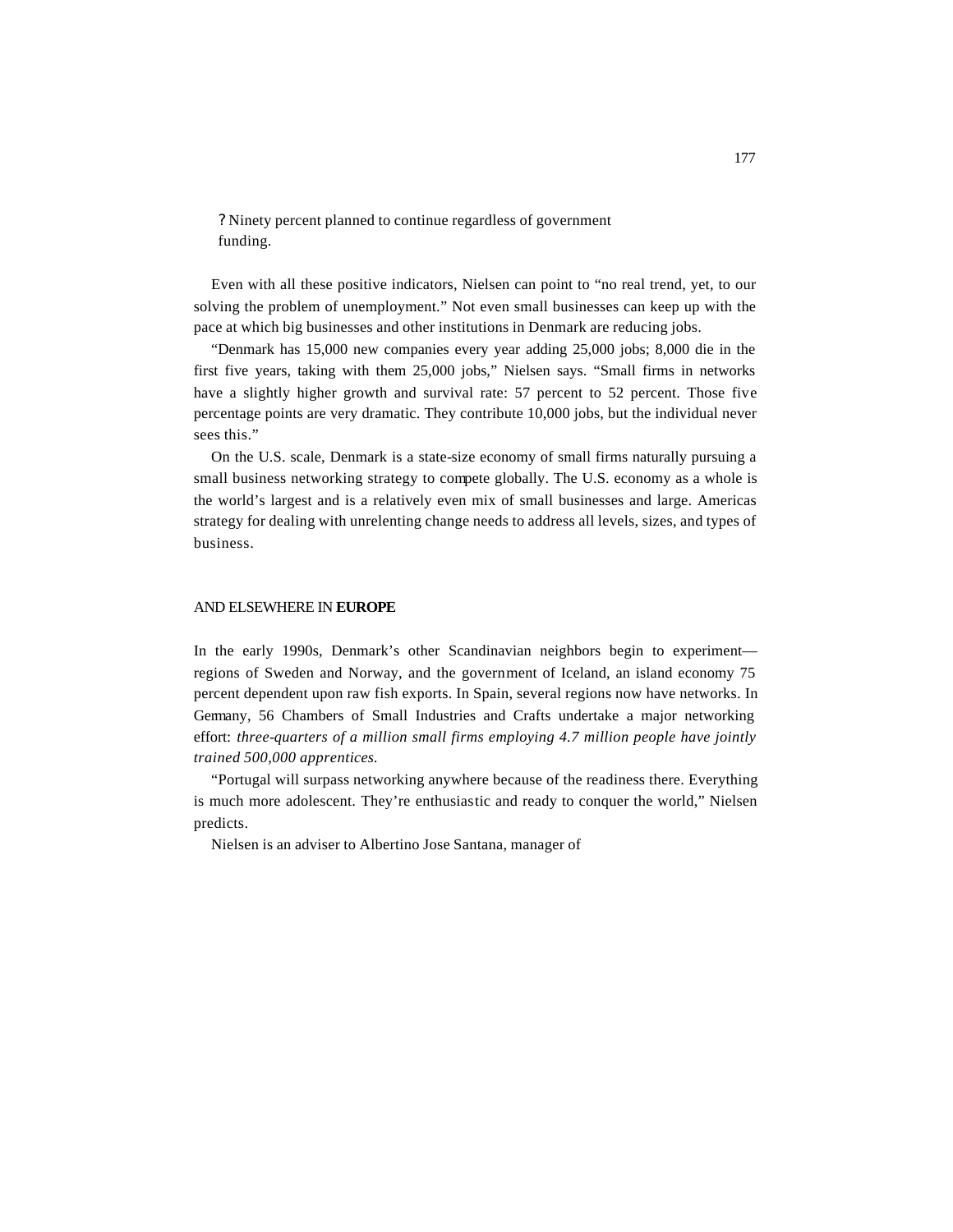- Ninety percent planned to continue regardless of government funding.

Even with all these positive indicators, Nielsen can point to “no real trend, yet, to our solving the problem of unemployment.” Not even small businesses can keep up with the pace at which big businesses and other institutions in Denmark are reducing jobs.

“Denmark has 15,000 new companies every year adding 25,000 jobs; 8,000 die in the first five years, taking with them 25,000 jobs,” Nielsen says. “Small firms in networks have a slightly higher growth and survival rate: 57 percent to 52 percent. Those five percentage points are very dramatic. They contribute 10,000 jobs, but the individual never sees this.”

On the U.S. scale, Denmark is a state-size economy of small firms naturally pursuing a small business networking strategy to compete globally. The U.S. economy as a whole is the world’s largest and is a relatively even mix of small businesses and large. Americas strategy for dealing with unrelenting change needs to address all levels, sizes, and types of business.

## AND ELSEWHERE IN **EUROPE**

In the early 1990s, Denmark’s other Scandinavian neighbors begin to experiment—regions of Sweden and Norway, and the government of Iceland, an island economy 75 percent dependent upon raw fish exports. In Spain, several regions now have networks. In Germany, 56 Chambers of Small Industries and Crafts undertake a major networking effort: *three-quarters of a million small firms employing 4.7 million people have jointly trained 500,000 apprentices.*

“Portugal will surpass networking anywhere because of the readiness there. Everything is much more adolescent. They’re enthusiastic and ready to conquer the world,” Nielsen predicts.

Nielsen is an adviser to Albertino Jose Santana, manager of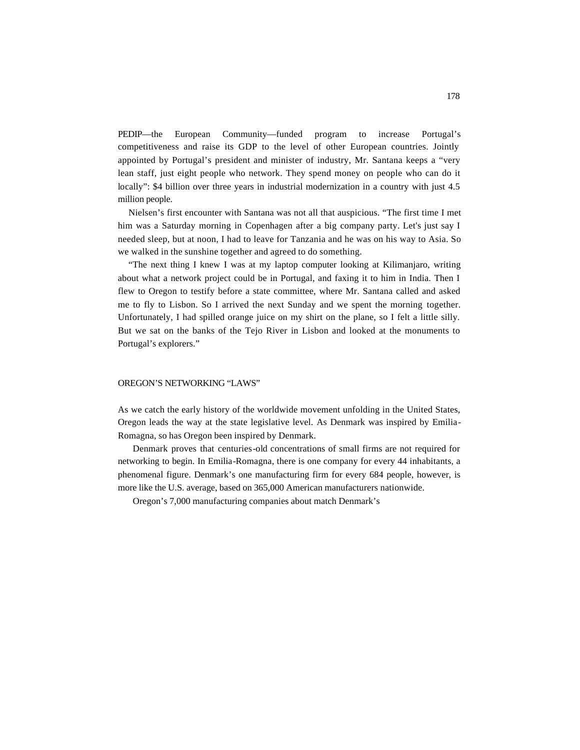PEDIP—the European Community—funded program to increase Portugal's competitiveness and raise its GDP to the level of other European countries. Jointly appointed by Portugal's president and minister of industry, Mr. Santana keeps a "very lean staff, just eight people who network. They spend money on people who can do it locally": $4 billion over three years in industrial modernization in a country with just 4.5 million people.

Nielsen's first encounter with Santana was not all that auspicious. "The first time I met him was a Saturday morning in Copenhagen after a big company party. Let's just say I needed sleep, but at noon, I had to leave for Tanzania and he was on his way to Asia. So we walked in the sunshine together and agreed to do something.

"The next thing I knew I was at my laptop computer looking at Kilimanjaro, writing about what a network project could be in Portugal, and faxing it to him in India. Then I flew to Oregon to testify before a state committee, where Mr. Santana called and asked me to fly to Lisbon. So I arrived the next Sunday and we spent the morning together. Unfortunately, I had spilled orange juice on my shirt on the plane, so I felt a little silly. But we sat on the banks of the Tejo River in Lisbon and looked at the monuments to Portugal's explorers."

## OREGON'S NETWORKING "LAWS"

As we catch the early history of the worldwide movement unfolding in the United States, Oregon leads the way at the state legislative level. As Denmark was inspired by Emilia-Romagna, so has Oregon been inspired by Denmark.

Denmark proves that centuries-old concentrations of small firms are not required for networking to begin. In Emilia-Romagna, there is one company for every 44 inhabitants, a phenomenal figure. Denmark's one manufacturing firm for every 684 people, however, is more like the U.S. average, based on 365,000 American manufacturers nationwide.

Oregon's 7,000 manufacturing companies about match Denmark's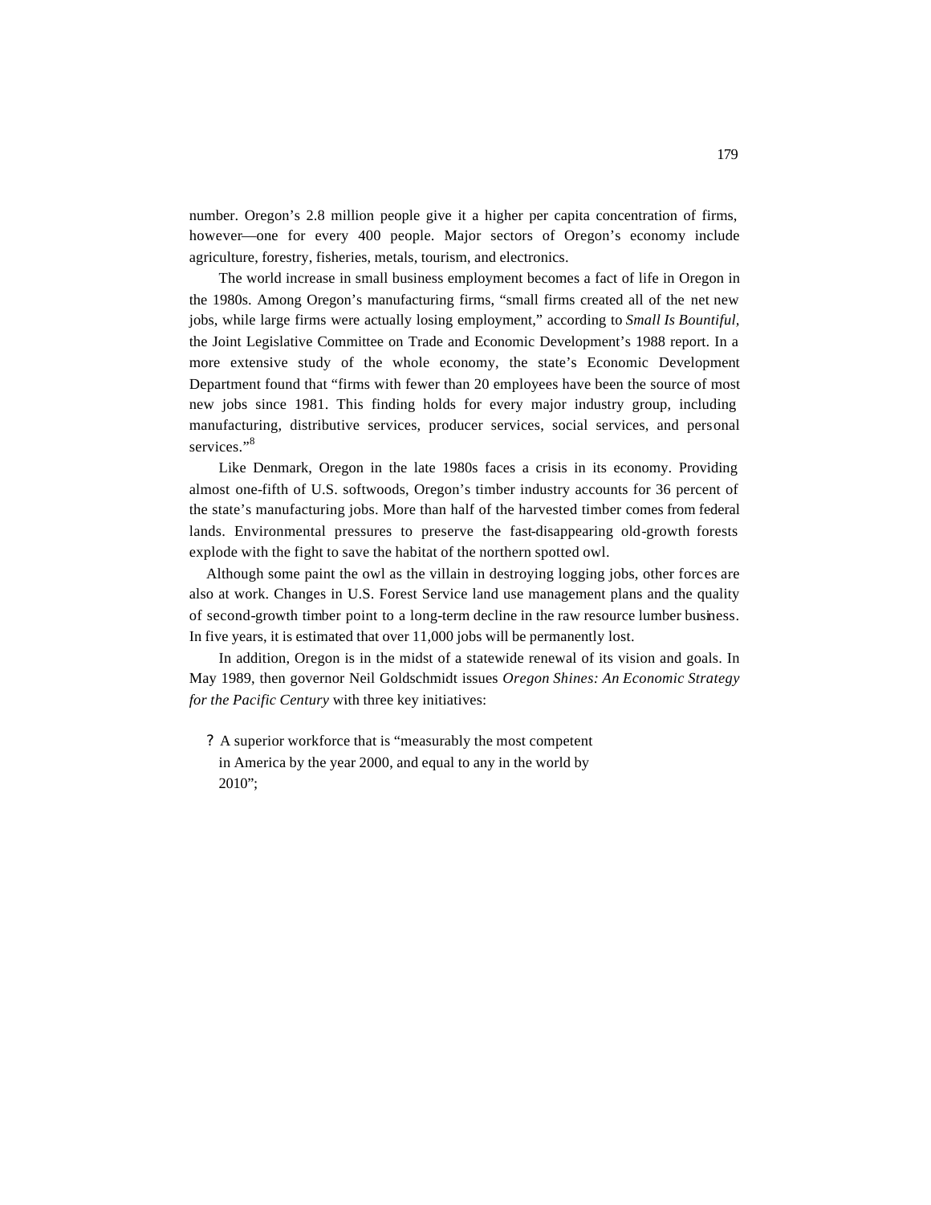number. Oregon's 2.8 million people give it a higher per capita concentration of firms, however—one for every 400 people. Major sectors of Oregon's economy include agriculture, forestry, fisheries, metals, tourism, and electronics.

The world increase in small business employment becomes a fact of life in Oregon in the 1980s. Among Oregon's manufacturing firms, "small firms created all of the net new jobs, while large firms were actually losing employment," according to *Small Is Bountiful*, the Joint Legislative Committee on Trade and Economic Development's 1988 report. In a more extensive study of the whole economy, the state's Economic Development Department found that "firms with fewer than 20 employees have been the source of most new jobs since 1981. This finding holds for every major industry group, including manufacturing, distributive services, producer services, social services, and personal services."[8]

Like Denmark, Oregon in the late 1980s faces a crisis in its economy. Providing almost one-fifth of U.S. softwoods, Oregon's timber industry accounts for 36 percent of the state's manufacturing jobs. More than half of the harvested timber comes from federal lands. Environmental pressures to preserve the fast-disappearing old-growth forests explode with the fight to save the habitat of the northern spotted owl.

Although some paint the owl as the villain in destroying logging jobs, other forces are also at work. Changes in U.S. Forest Service land use management plans and the quality of second-growth timber point to a long-term decline in the raw resource lumber business. In five years, it is estimated that over 11,000 jobs will be permanently lost.

In addition, Oregon is in the midst of a statewide renewal of its vision and goals. In May 1989, then governor Neil Goldschmidt issues *Oregon Shines: An Economic Strategy for the Pacific Century* with three key initiatives:

- A superior workforce that is "measurably the most competent in America by the year 2000, and equal to any in the world by 2010";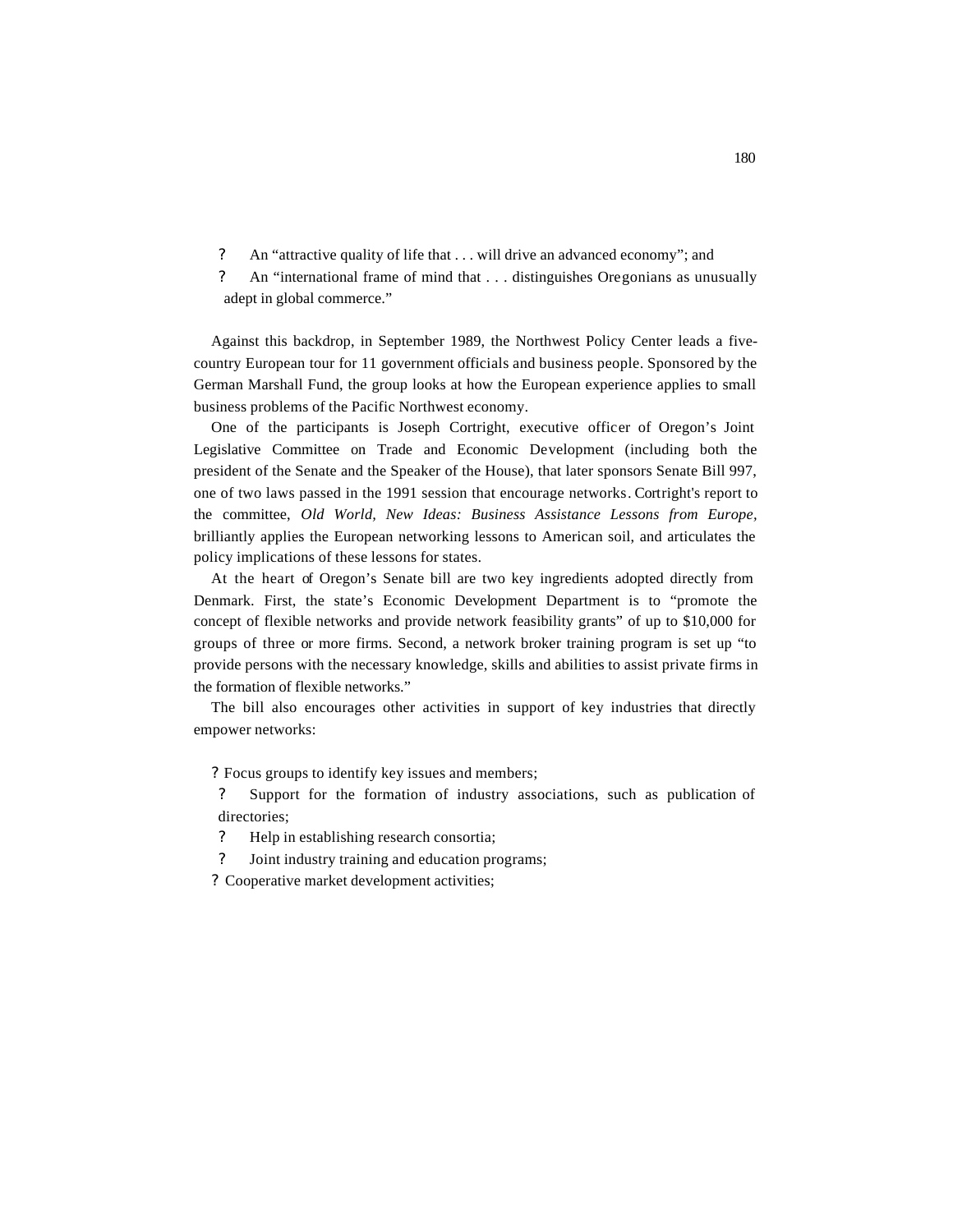- An "attractive quality of life that . . . will drive an advanced economy"; and
- An "international frame of mind that . . . distinguishes Oregonians as unusually adept in global commerce."

Against this backdrop, in September 1989, the Northwest Policy Center leads a five-country European tour for 11 government officials and business people. Sponsored by the German Marshall Fund, the group looks at how the European experience applies to small business problems of the Pacific Northwest economy.

One of the participants is Joseph Cortright, executive officer of Oregon's Joint Legislative Committee on Trade and Economic Development (including both the president of the Senate and the Speaker of the House), that later sponsors Senate Bill 997, one of two laws passed in the 1991 session that encourage networks. Cortright's report to the committee, *Old World, New Ideas: Business Assistance Lessons from Europe,* brilliantly applies the European networking lessons to American soil, and articulates the policy implications of these lessons for states.

At the heart of Oregon's Senate bill are two key ingredients adopted directly from Denmark. First, the state's Economic Development Department is to "promote the concept of flexible networks and provide network feasibility grants" of up to $10,000 for groups of three or more firms. Second, a network broker training program is set up "to provide persons with the necessary knowledge, skills and abilities to assist private firms in the formation of flexible networks."

The bill also encourages other activities in support of key industries that directly empower networks:

- Focus groups to identify key issues and members;
- Support for the formation of industry associations, such as publication of directories;
- Help in establishing research consortia;
- Joint industry training and education programs;
- Cooperative market development activities;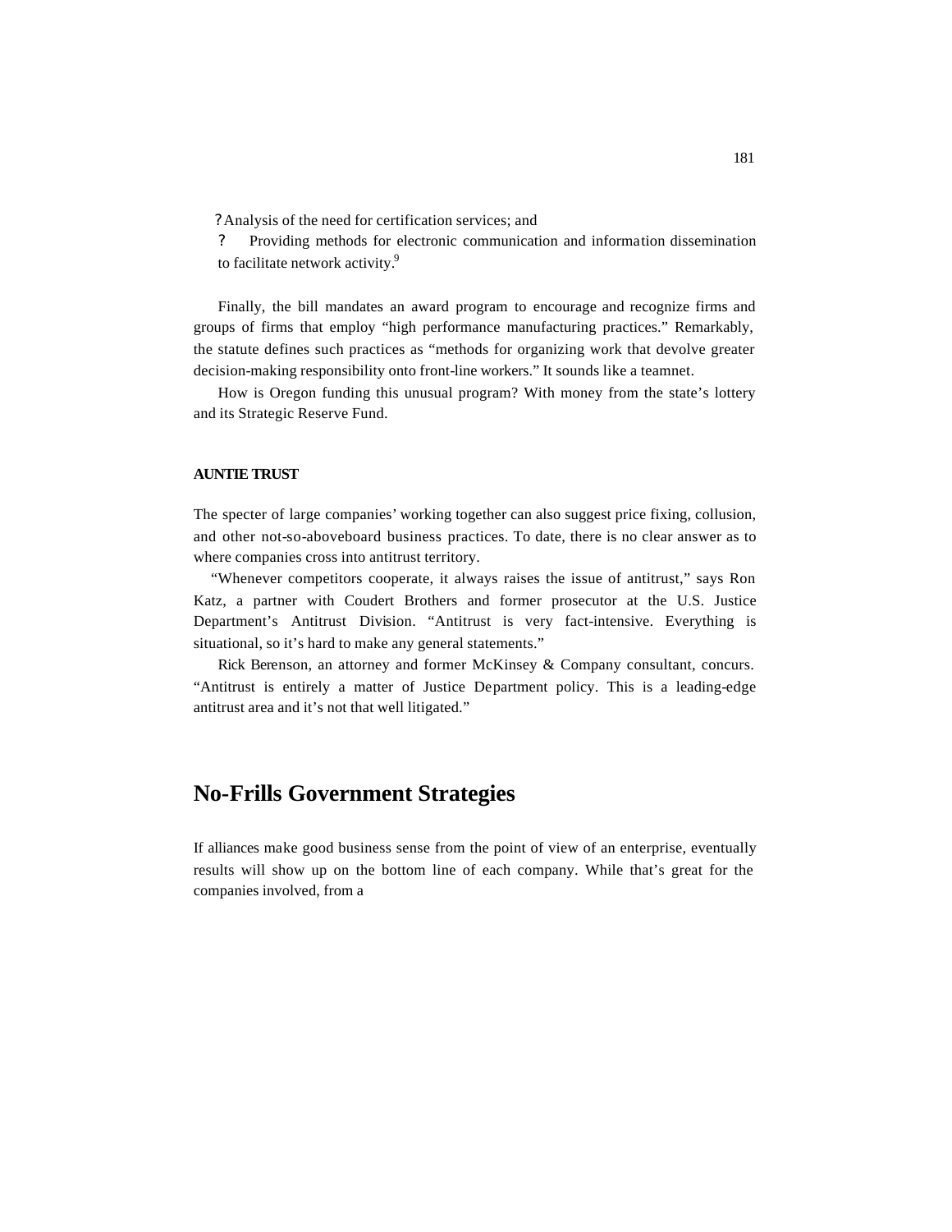- Analysis of the need for certification services; and
- Providing methods for electronic communication and information dissemination to facilitate network activity.[9]

Finally, the bill mandates an award program to encourage and recognize firms and groups of firms that employ "high performance manufacturing practices." Remarkably, the statute defines such practices as "methods for organizing work that devolve greater decision-making responsibility onto front-line workers." It sounds like a teamnet.

How is Oregon funding this unusual program? With money from the state's lottery and its Strategic Reserve Fund.

#### AUNTIE TRUST

The specter of large companies' working together can also suggest price fixing, collusion, and other not-so-aboveboard business practices. To date, there is no clear answer as to where companies cross into antitrust territory.

"Whenever competitors cooperate, it always raises the issue of antitrust," says Ron Katz, a partner with Coudert Brothers and former prosecutor at the U.S. Justice Department's Antitrust Division. "Antitrust is very fact-intensive. Everything is situational, so it's hard to make any general statements."

Rick Berenson, an attorney and former McKinsey & Company consultant, concurs. "Antitrust is entirely a matter of Justice Department policy. This is a leading-edge antitrust area and it's not that well litigated."

## No-Frills Government Strategies

If alliances make good business sense from the point of view of an enterprise, eventually results will show up on the bottom line of each company. While that's great for the companies involved, from a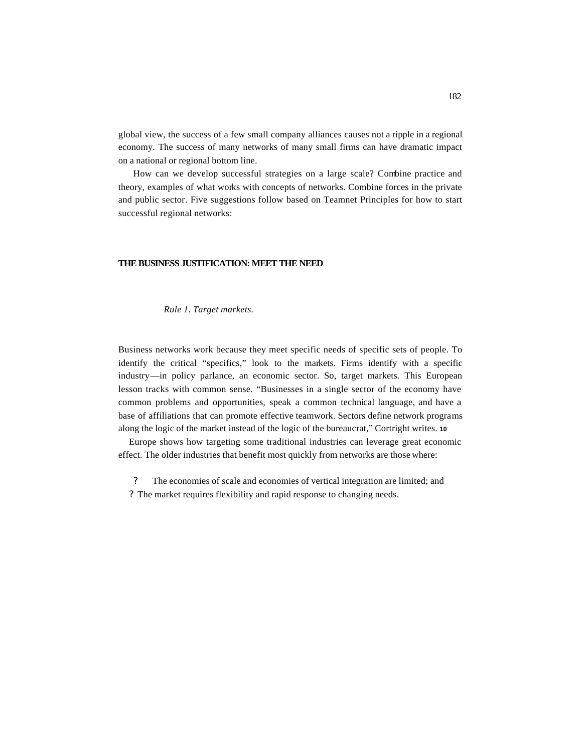global view, the success of a few small company alliances causes not a ripple in a regional economy. The success of many networks of many small firms can have dramatic impact on a national or regional bottom line.

How can we develop successful strategies on a large scale? Combine practice and theory, examples of what works with concepts of networks. Combine forces in the private and public sector. Five suggestions follow based on Teamnet Principles for how to start successful regional networks:

## THE BUSINESS JUSTIFICATION: MEET THE NEED

*Rule 1. Target markets.*

Business networks work because they meet specific needs of specific sets of people. To identify the critical "specifics," look to the markets. Firms identify with a specific industry—in policy parlance, an economic sector. So, target markets. This European lesson tracks with common sense. "Businesses in a single sector of the economy have common problems and opportunities, speak a common technical language, and have a base of affiliations that can promote effective teamwork. Sectors define network programs along the logic of the market instead of the logic of the bureaucrat," Cortright writes. [10]

Europe shows how targeting some traditional industries can leverage great economic effect. The older industries that benefit most quickly from networks are those where:

- The economies of scale and economies of vertical integration are limited; and
- The market requires flexibility and rapid response to changing needs.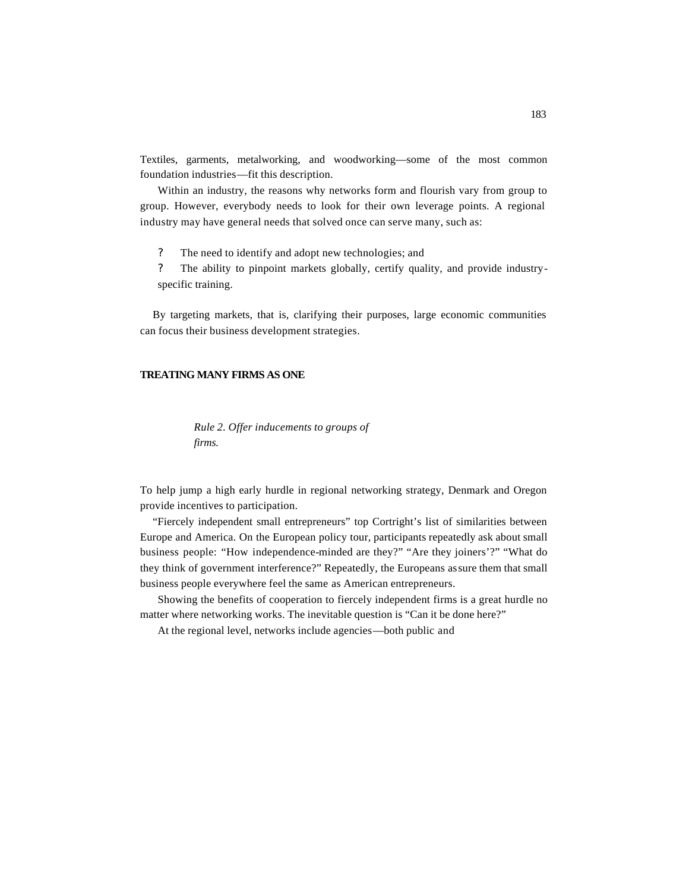Textiles, garments, metalworking, and woodworking—some of the most common foundation industries—fit this description.

Within an industry, the reasons why networks form and flourish vary from group to group. However, everybody needs to look for their own leverage points. A regional industry may have general needs that solved once can serve many, such as:

- The need to identify and adopt new technologies; and
- The ability to pinpoint markets globally, certify quality, and provide industry-specific training.

By targeting markets, that is, clarifying their purposes, large economic communities can focus their business development strategies.

## TREATING MANY FIRMS AS ONE

> *Rule 2. Offer inducements to groups of firms.*

To help jump a high early hurdle in regional networking strategy, Denmark and Oregon provide incentives to participation.

"Fiercely independent small entrepreneurs" top Cortright's list of similarities between Europe and America. On the European policy tour, participants repeatedly ask about small business people: "How independence-minded are they?" "Are they joiners'?" "What do they think of government interference?" Repeatedly, the Europeans assure them that small business people everywhere feel the same as American entrepreneurs.

Showing the benefits of cooperation to fiercely independent firms is a great hurdle no matter where networking works. The inevitable question is "Can it be done here?"

At the regional level, networks include agencies—both public and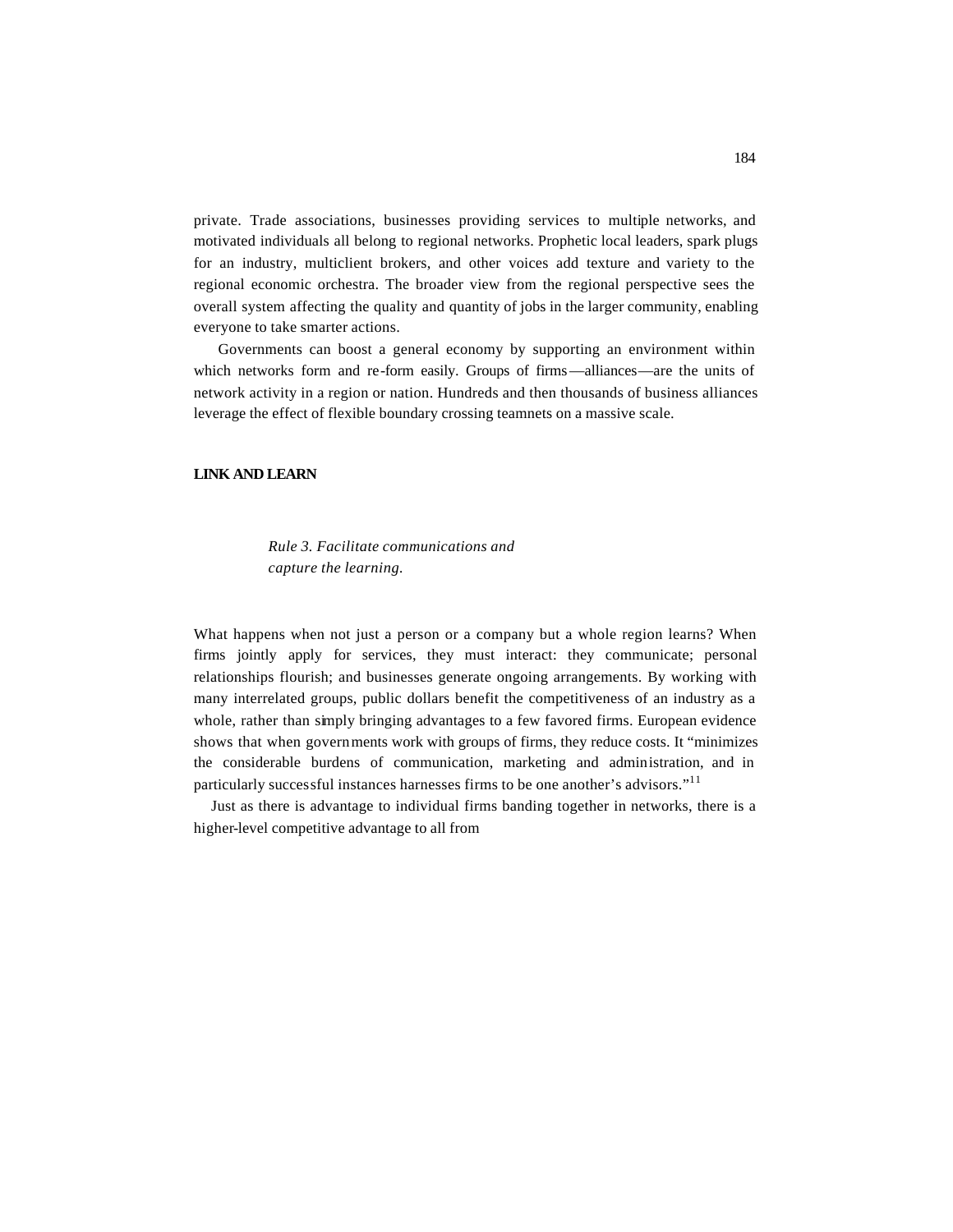private. Trade associations, businesses providing services to multiple networks, and motivated individuals all belong to regional networks. Prophetic local leaders, spark plugs for an industry, multiclient brokers, and other voices add texture and variety to the regional economic orchestra. The broader view from the regional perspective sees the overall system affecting the quality and quantity of jobs in the larger community, enabling everyone to take smarter actions.

Governments can boost a general economy by supporting an environment within which networks form and re-form easily. Groups of firms—alliances—are the units of network activity in a region or nation. Hundreds and then thousands of business alliances leverage the effect of flexible boundary crossing teamnets on a massive scale.

## LINK AND LEARN

> *Rule 3. Facilitate communications and capture the learning.*

What happens when not just a person or a company but a whole region learns? When firms jointly apply for services, they must interact: they communicate; personal relationships flourish; and businesses generate ongoing arrangements. By working with many interrelated groups, public dollars benefit the competitiveness of an industry as a whole, rather than simply bringing advantages to a few favored firms. European evidence shows that when governments work with groups of firms, they reduce costs. It "minimizes the considerable burdens of communication, marketing and administration, and in particularly successful instances harnesses firms to be one another's advisors."[11]

Just as there is advantage to individual firms banding together in networks, there is a higher-level competitive advantage to all from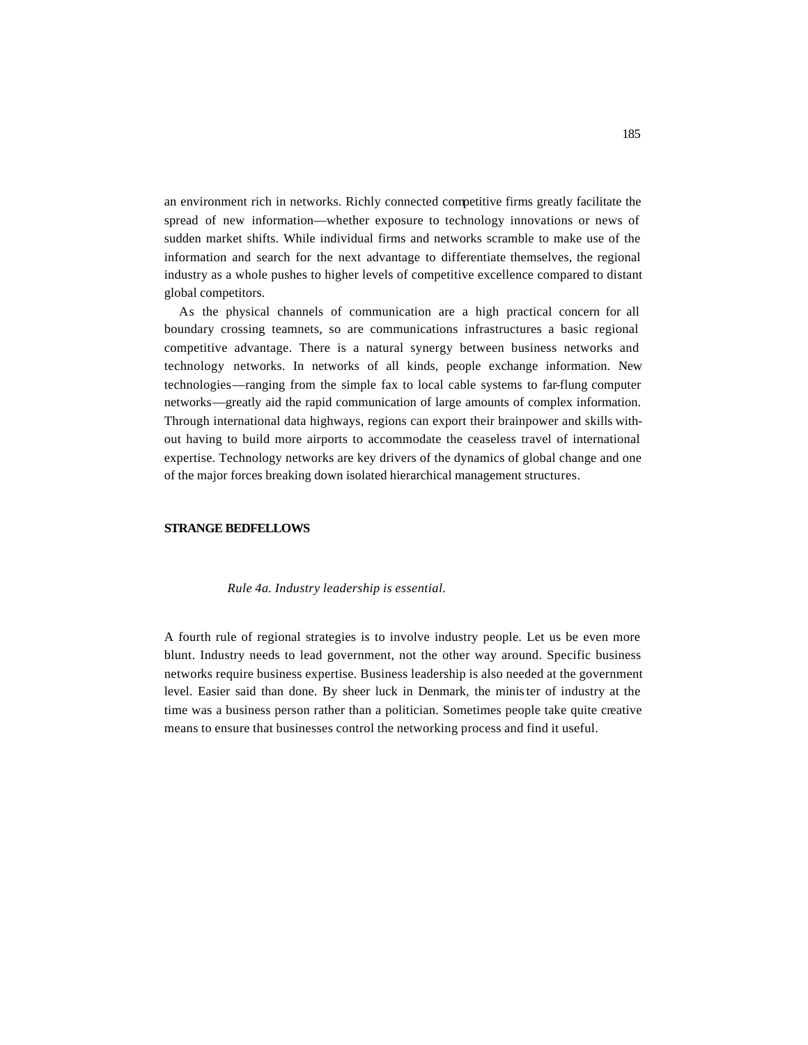an environment rich in networks. Richly connected competitive firms greatly facilitate the spread of new information—whether exposure to technology innovations or news of sudden market shifts. While individual firms and networks scramble to make use of the information and search for the next advantage to differentiate themselves, the regional industry as a whole pushes to higher levels of competitive excellence compared to distant global competitors.

As the physical channels of communication are a high practical concern for all boundary crossing teamnets, so are communications infrastructures a basic regional competitive advantage. There is a natural synergy between business networks and technology networks. In networks of all kinds, people exchange information. New technologies—ranging from the simple fax to local cable systems to far-flung computer networks—greatly aid the rapid communication of large amounts of complex information. Through international data highways, regions can export their brainpower and skills without having to build more airports to accommodate the ceaseless travel of international expertise. Technology networks are key drivers of the dynamics of global change and one of the major forces breaking down isolated hierarchical management structures.

## STRANGE BEDFELLOWS

*Rule 4a. Industry leadership is essential.*

A fourth rule of regional strategies is to involve industry people. Let us be even more blunt. Industry needs to lead government, not the other way around. Specific business networks require business expertise. Business leadership is also needed at the government level. Easier said than done. By sheer luck in Denmark, the minister of industry at the time was a business person rather than a politician. Sometimes people take quite creative means to ensure that businesses control the networking process and find it useful.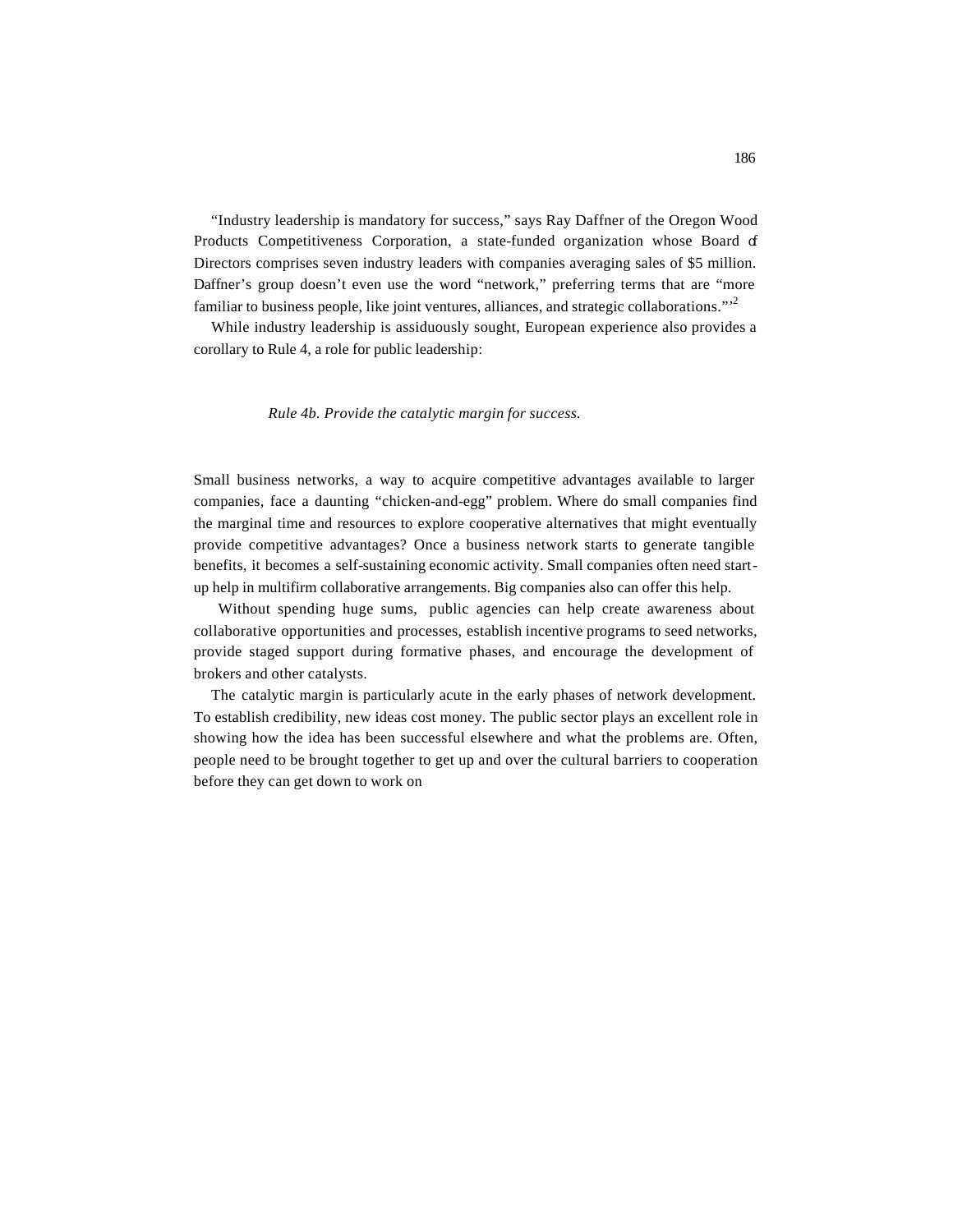"Industry leadership is mandatory for success," says Ray Daffner of the Oregon Wood Products Competitiveness Corporation, a state-funded organization whose Board of Directors comprises seven industry leaders with companies averaging sales of $5 million. Daffner's group doesn't even use the word "network," preferring terms that are "more familiar to business people, like joint ventures, alliances, and strategic collaborations."'[2]

While industry leadership is assiduously sought, European experience also provides a corollary to Rule 4, a role for public leadership:

*Rule 4b. Provide the catalytic margin for success.*

Small business networks, a way to acquire competitive advantages available to larger companies, face a daunting "chicken-and-egg" problem. Where do small companies find the marginal time and resources to explore cooperative alternatives that might eventually provide competitive advantages? Once a business network starts to generate tangible benefits, it becomes a self-sustaining economic activity. Small companies often need start-up help in multifirm collaborative arrangements. Big companies also can offer this help.

Without spending huge sums, public agencies can help create awareness about collaborative opportunities and processes, establish incentive programs to seed networks, provide staged support during formative phases, and encourage the development of brokers and other catalysts.

The catalytic margin is particularly acute in the early phases of network development. To establish credibility, new ideas cost money. The public sector plays an excellent role in showing how the idea has been successful elsewhere and what the problems are. Often, people need to be brought together to get up and over the cultural barriers to cooperation before they can get down to work on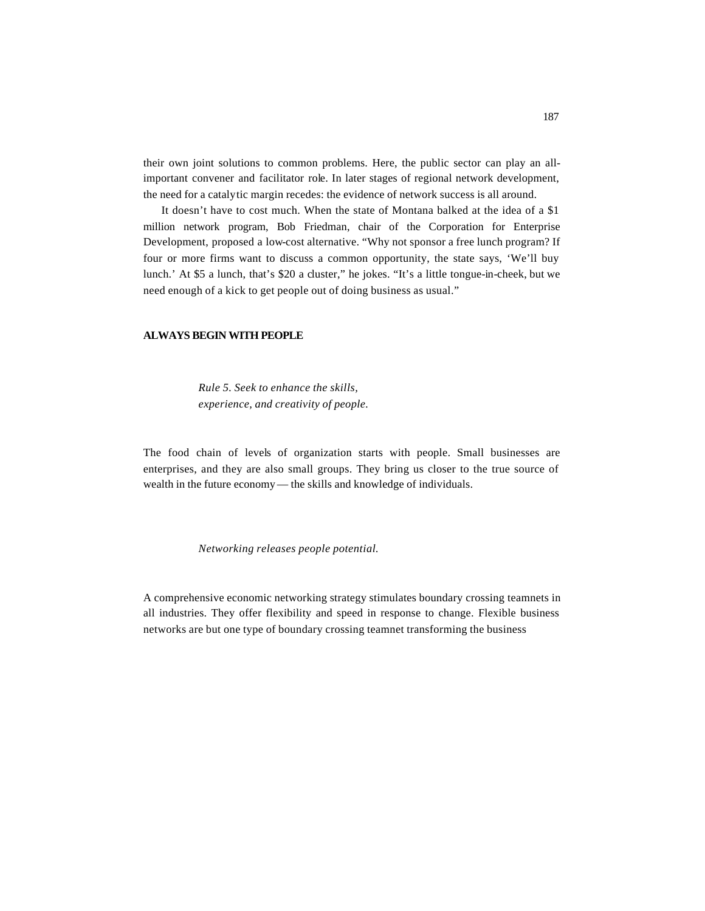their own joint solutions to common problems. Here, the public sector can play an all-important convener and facilitator role. In later stages of regional network development, the need for a catalytic margin recedes: the evidence of network success is all around.

It doesn't have to cost much. When the state of Montana balked at the idea of a $1 million network program, Bob Friedman, chair of the Corporation for Enterprise Development, proposed a low-cost alternative. "Why not sponsor a free lunch program? If four or more firms want to discuss a common opportunity, the state says, 'We'll buy lunch.' At $5 a lunch, that's $20 a cluster," he jokes. "It's a little tongue-in-cheek, but we need enough of a kick to get people out of doing business as usual."

## ALWAYS BEGIN WITH PEOPLE

> *Rule 5. Seek to enhance the skills, experience, and creativity of people.*

The food chain of levels of organization starts with people. Small businesses are enterprises, and they are also small groups. They bring us closer to the true source of wealth in the future economy — the skills and knowledge of individuals.

> *Networking releases people potential.*

A comprehensive economic networking strategy stimulates boundary crossing teamnets in all industries. They offer flexibility and speed in response to change. Flexible business networks are but one type of boundary crossing teamnet transforming the business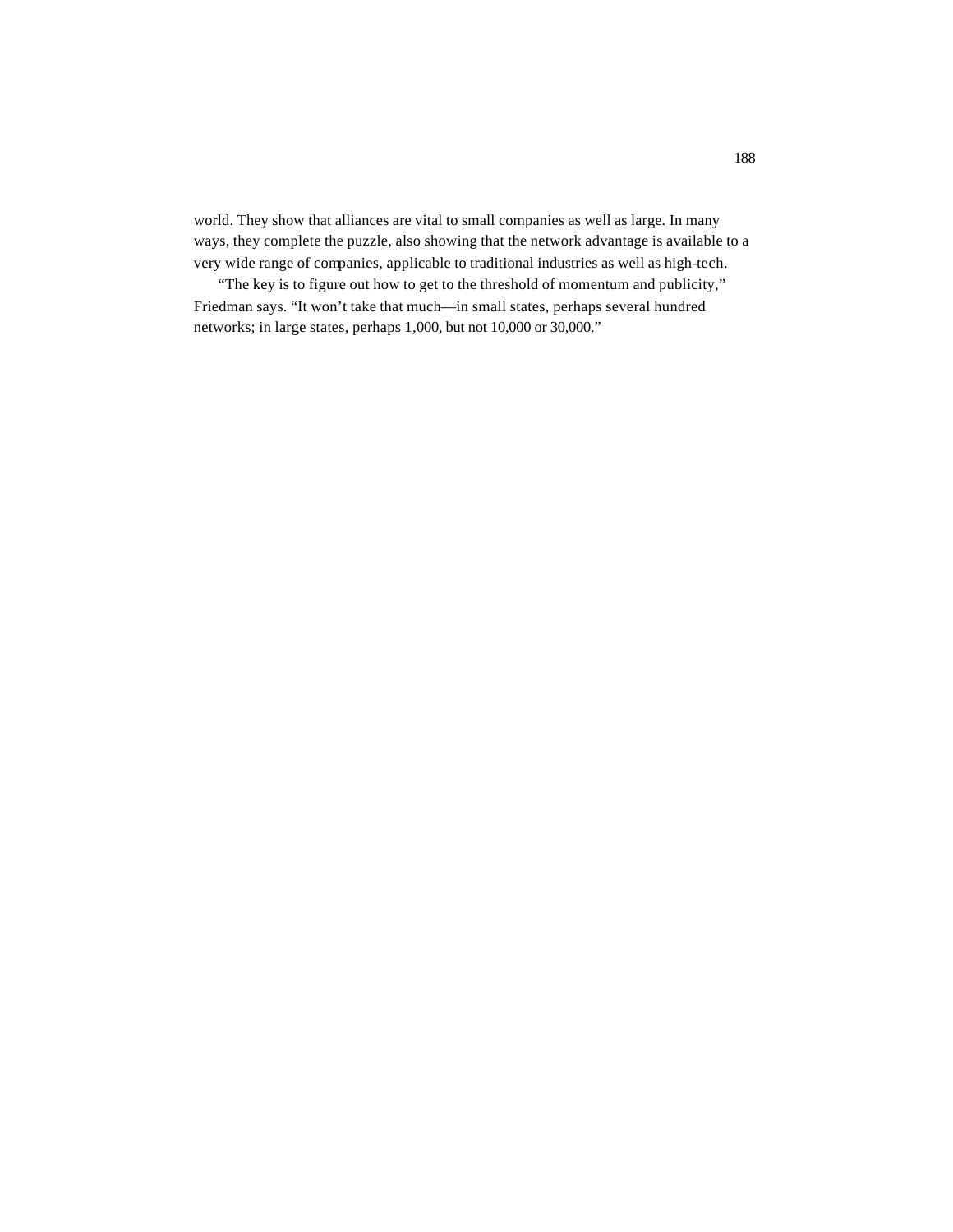world. They show that alliances are vital to small companies as well as large. In many ways, they complete the puzzle, also showing that the network advantage is available to a very wide range of companies, applicable to traditional industries as well as high-tech.

"The key is to figure out how to get to the threshold of momentum and publicity," Friedman says. "It won't take that much—in small states, perhaps several hundred networks; in large states, perhaps 1,000, but not 10,000 or 30,000."